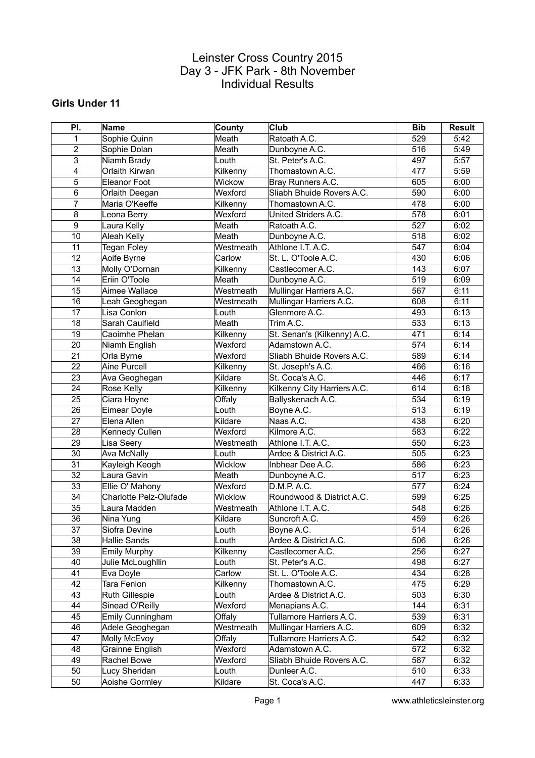# Leinster Cross Country 2015
# Day 3 - JFK Park - 8th November
# Individual Results

## Girls Under 11

| Pl. | Name | County | Club | Bib | Result |
|---|---|---|---|---|---|
| 1 | Sophie Quinn | Meath | Ratoath A.C. | 529 | 5:42 |
| 2 | Sophie Dolan | Meath | Dunboyne A.C. | 516 | 5:49 |
| 3 | Niamh Brady | Louth | St. Peter's A.C. | 497 | 5:57 |
| 4 | Orlaith Kirwan | Kilkenny | Thomastown A.C. | 477 | 5:59 |
| 5 | Eleanor Foot | Wickow | Bray Runners A.C. | 605 | 6:00 |
| 6 | Orlaith Deegan | Wexford | Sliabh Bhuide Rovers A.C. | 590 | 6:00 |
| 7 | Maria O'Keeffe | Kilkenny | Thomastown A.C. | 478 | 6:00 |
| 8 | Leona Berry | Wexford | United Striders A.C. | 578 | 6:01 |
| 9 | Laura Kelly | Meath | Ratoath A.C. | 527 | 6:02 |
| 10 | Aleah Kelly | Meath | Dunboyne A.C. | 518 | 6:02 |
| 11 | Tegan Foley | Westmeath | Athlone I.T. A.C. | 547 | 6:04 |
| 12 | Aoife Byrne | Carlow | St. L. O'Toole A.C. | 430 | 6:06 |
| 13 | Molly O'Dornan | Kilkenny | Castlecomer A.C. | 143 | 6:07 |
| 14 | Eriin O'Toole | Meath | Dunboyne A.C. | 519 | 6:09 |
| 15 | Aimee Wallace | Westmeath | Mullingar Harriers A.C. | 567 | 6:11 |
| 16 | Leah Geoghegan | Westmeath | Mullingar Harriers A.C. | 608 | 6:11 |
| 17 | Lisa Conlon | Louth | Glenmore A.C. | 493 | 6:13 |
| 18 | Sarah Caulfield | Meath | Trim A.C. | 533 | 6:13 |
| 19 | Caoimhe Phelan | Kilkenny | St. Senan's (Kilkenny) A.C. | 471 | 6:14 |
| 20 | Niamh English | Wexford | Adamstown A.C. | 574 | 6:14 |
| 21 | Orla Byrne | Wexford | Sliabh Bhuide Rovers A.C. | 589 | 6:14 |
| 22 | Aine Purcell | Kilkenny | St. Joseph's A.C. | 466 | 6:16 |
| 23 | Ava Geoghegan | Kildare | St. Coca's A.C. | 446 | 6:17 |
| 24 | Rose Kelly | Kilkenny | Kilkenny City Harriers A.C. | 614 | 6:18 |
| 25 | Ciara Hoyne | Offaly | Ballyskenach A.C. | 534 | 6:19 |
| 26 | Eimear Doyle | Louth | Boyne A.C. | 513 | 6:19 |
| 27 | Elena Allen | Kildare | Naas A.C. | 438 | 6:20 |
| 28 | Kennedy Cullen | Wexford | Kilmore A.C. | 583 | 6:22 |
| 29 | Lisa Seery | Westmeath | Athlone I.T. A.C. | 550 | 6:23 |
| 30 | Ava McNally | Louth | Ardee & District A.C. | 505 | 6:23 |
| 31 | Kayleigh Keogh | Wicklow | Inbhear Dee A.C. | 586 | 6:23 |
| 32 | Laura Gavin | Meath | Dunboyne A.C. | 517 | 6:23 |
| 33 | Ellie O' Mahony | Wexford | D.M.P. A.C. | 577 | 6:24 |
| 34 | Charlotte Pelz-Olufade | Wicklow | Roundwood & District A.C. | 599 | 6:25 |
| 35 | Laura Madden | Westmeath | Athlone I.T. A.C. | 548 | 6:26 |
| 36 | Nina Yung | Kildare | Suncroft A.C. | 459 | 6:26 |
| 37 | Siofra Devine | Louth | Boyne A.C. | 514 | 6:26 |
| 38 | Hallie Sands | Louth | Ardee & District A.C. | 506 | 6:26 |
| 39 | Emily Murphy | Kilkenny | Castlecomer A.C. | 256 | 6:27 |
| 40 | Julie McLoughllin | Louth | St. Peter's A.C. | 498 | 6:27 |
| 41 | Eva Doyle | Carlow | St. L. O'Toole A.C. | 434 | 6:28 |
| 42 | Tara Fenlon | Kilkenny | Thomastown A.C. | 475 | 6:29 |
| 43 | Ruth Gillespie | Louth | Ardee & District A.C. | 503 | 6:30 |
| 44 | Sinead O'Reilly | Wexford | Menapians A.C. | 144 | 6:31 |
| 45 | Emily Cunningham | Offaly | Tullamore Harriers A.C. | 539 | 6:31 |
| 46 | Adele Geoghegan | Westmeath | Mullingar Harriers A.C. | 609 | 6:32 |
| 47 | Molly McEvoy | Offaly | Tullamore Harriers A.C. | 542 | 6:32 |
| 48 | Grainne English | Wexford | Adamstown A.C. | 572 | 6:32 |
| 49 | Rachel Bowe | Wexford | Sliabh Bhuide Rovers A.C. | 587 | 6:32 |
| 50 | Lucy Sheridan | Louth | Dunleer A.C. | 510 | 6:33 |
| 50 | Aoishe Gormley | Kildare | St. Coca's A.C. | 447 | 6:33 |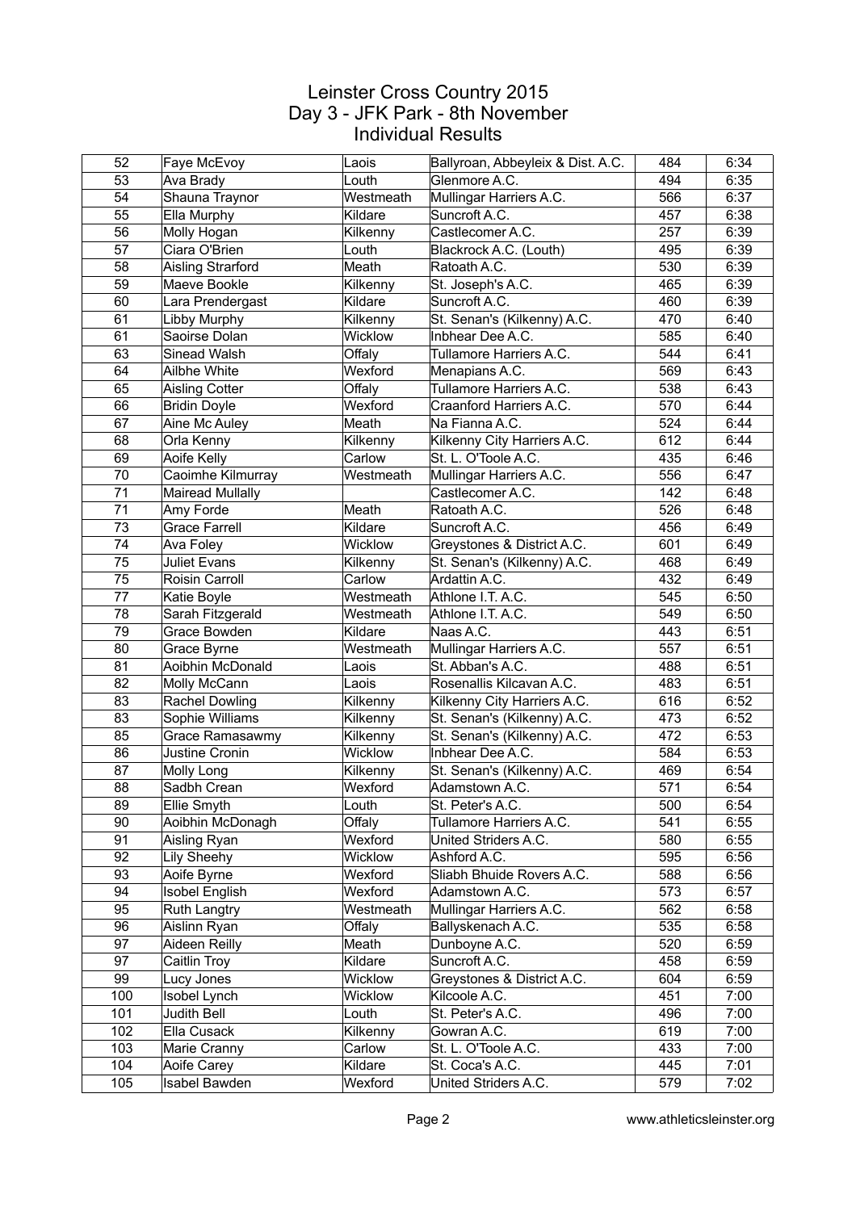# Leinster Cross Country 2015
## Day 3 - JFK Park - 8th November
## Individual Results

| | | | | | |
|---|---|---|---|---|---|
| 52 | Faye McEvoy | Laois | Ballyroan, Abbeyleix & Dist. A.C. | 484 | 6:34 |
| 53 | Ava Brady | Louth | Glenmore A.C. | 494 | 6:35 |
| 54 | Shauna Traynor | Westmeath | Mullingar Harriers A.C. | 566 | 6:37 |
| 55 | Ella Murphy | Kildare | Suncroft A.C. | 457 | 6:38 |
| 56 | Molly Hogan | Kilkenny | Castlecomer A.C. | 257 | 6:39 |
| 57 | Ciara O'Brien | Louth | Blackrock A.C. (Louth) | 495 | 6:39 |
| 58 | Aisling Strarford | Meath | Ratoath A.C. | 530 | 6:39 |
| 59 | Maeve Bookle | Kilkenny | St. Joseph's A.C. | 465 | 6:39 |
| 60 | Lara Prendergast | Kildare | Suncroft A.C. | 460 | 6:39 |
| 61 | Libby Murphy | Kilkenny | St. Senan's (Kilkenny) A.C. | 470 | 6:40 |
| 61 | Saoirse Dolan | Wicklow | Inbhear Dee A.C. | 585 | 6:40 |
| 63 | Sinead Walsh | Offaly | Tullamore Harriers A.C. | 544 | 6:41 |
| 64 | Ailbhe White | Wexford | Menapians A.C. | 569 | 6:43 |
| 65 | Aisling Cotter | Offaly | Tullamore Harriers A.C. | 538 | 6:43 |
| 66 | Bridin Doyle | Wexford | Craanford Harriers A.C. | 570 | 6:44 |
| 67 | Aine Mc Auley | Meath | Na Fianna A.C. | 524 | 6:44 |
| 68 | Orla Kenny | Kilkenny | Kilkenny City Harriers A.C. | 612 | 6:44 |
| 69 | Aoife Kelly | Carlow | St. L. O'Toole A.C. | 435 | 6:46 |
| 70 | Caoimhe Kilmurray | Westmeath | Mullingar Harriers A.C. | 556 | 6:47 |
| 71 | Mairead Mullally | | Castlecomer A.C. | 142 | 6:48 |
| 71 | Amy Forde | Meath | Ratoath A.C. | 526 | 6:48 |
| 73 | Grace Farrell | Kildare | Suncroft A.C. | 456 | 6:49 |
| 74 | Ava Foley | Wicklow | Greystones & District A.C. | 601 | 6:49 |
| 75 | Juliet Evans | Kilkenny | St. Senan's (Kilkenny) A.C. | 468 | 6:49 |
| 75 | Roisin Carroll | Carlow | Ardattin A.C. | 432 | 6:49 |
| 77 | Katie Boyle | Westmeath | Athlone I.T. A.C. | 545 | 6:50 |
| 78 | Sarah Fitzgerald | Westmeath | Athlone I.T. A.C. | 549 | 6:50 |
| 79 | Grace Bowden | Kildare | Naas A.C. | 443 | 6:51 |
| 80 | Grace Byrne | Westmeath | Mullingar Harriers A.C. | 557 | 6:51 |
| 81 | Aoibhin McDonald | Laois | St. Abban's A.C. | 488 | 6:51 |
| 82 | Molly McCann | Laois | Rosenallis Kilcavan A.C. | 483 | 6:51 |
| 83 | Rachel Dowling | Kilkenny | Kilkenny City Harriers A.C. | 616 | 6:52 |
| 83 | Sophie Williams | Kilkenny | St. Senan's (Kilkenny) A.C. | 473 | 6:52 |
| 85 | Grace Ramasawmy | Kilkenny | St. Senan's (Kilkenny) A.C. | 472 | 6:53 |
| 86 | Justine Cronin | Wicklow | Inbhear Dee A.C. | 584 | 6:53 |
| 87 | Molly Long | Kilkenny | St. Senan's (Kilkenny) A.C. | 469 | 6:54 |
| 88 | Sadbh Crean | Wexford | Adamstown A.C. | 571 | 6:54 |
| 89 | Ellie Smyth | Louth | St. Peter's A.C. | 500 | 6:54 |
| 90 | Aoibhin McDonagh | Offaly | Tullamore Harriers A.C. | 541 | 6:55 |
| 91 | Aisling Ryan | Wexford | United Striders A.C. | 580 | 6:55 |
| 92 | Lily Sheehy | Wicklow | Ashford A.C. | 595 | 6:56 |
| 93 | Aoife Byrne | Wexford | Sliabh Bhuide Rovers A.C. | 588 | 6:56 |
| 94 | Isobel English | Wexford | Adamstown A.C. | 573 | 6:57 |
| 95 | Ruth Langtry | Westmeath | Mullingar Harriers A.C. | 562 | 6:58 |
| 96 | Aislinn Ryan | Offaly | Ballyskenach A.C. | 535 | 6:58 |
| 97 | Aideen Reilly | Meath | Dunboyne A.C. | 520 | 6:59 |
| 97 | Caitlin Troy | Kildare | Suncroft A.C. | 458 | 6:59 |
| 99 | Lucy Jones | Wicklow | Greystones & District A.C. | 604 | 6:59 |
| 100 | Isobel Lynch | Wicklow | Kilcoole A.C. | 451 | 7:00 |
| 101 | Judith Bell | Louth | St. Peter's A.C. | 496 | 7:00 |
| 102 | Ella Cusack | Kilkenny | Gowran A.C. | 619 | 7:00 |
| 103 | Marie Cranny | Carlow | St. L. O'Toole A.C. | 433 | 7:00 |
| 104 | Aoife Carey | Kildare | St. Coca's A.C. | 445 | 7:01 |
| 105 | Isabel Bawden | Wexford | United Striders A.C. | 579 | 7:02 |

www.athleticsleinster.org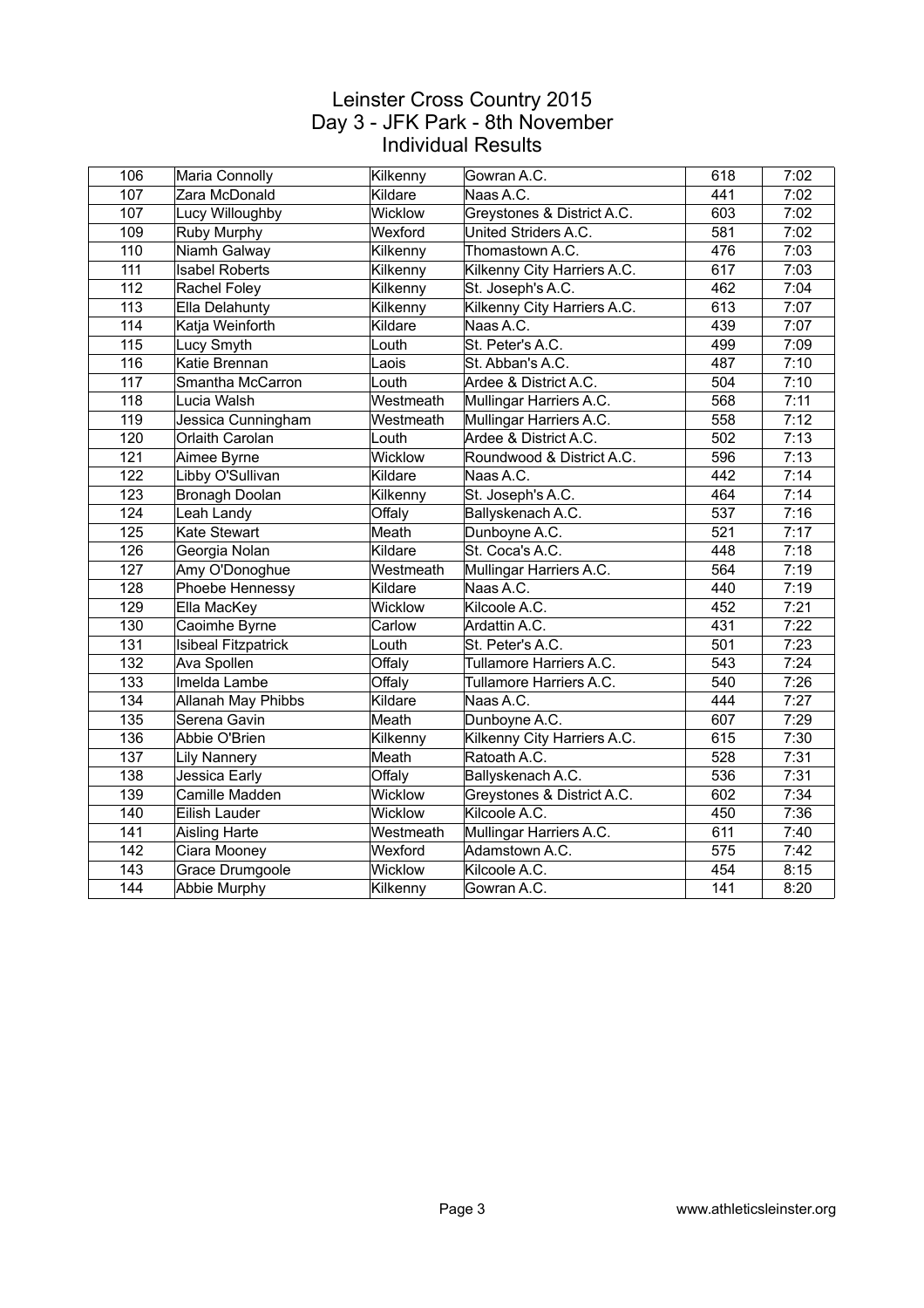# Leinster Cross Country 2015
## Day 3 - JFK Park - 8th November
## Individual Results

| | | | | | |
|---|---|---|---|---|---|
| 106 | Maria Connolly | Kilkenny | Gowran A.C. | 618 | 7:02 |
| 107 | Zara McDonald | Kildare | Naas A.C. | 441 | 7:02 |
| 107 | Lucy Willoughby | Wicklow | Greystones & District A.C. | 603 | 7:02 |
| 109 | Ruby Murphy | Wexford | United Striders A.C. | 581 | 7:02 |
| 110 | Niamh Galway | Kilkenny | Thomastown A.C. | 476 | 7:03 |
| 111 | Isabel Roberts | Kilkenny | Kilkenny City Harriers A.C. | 617 | 7:03 |
| 112 | Rachel Foley | Kilkenny | St. Joseph's A.C. | 462 | 7:04 |
| 113 | Ella Delahunty | Kilkenny | Kilkenny City Harriers A.C. | 613 | 7:07 |
| 114 | Katja Weinforth | Kildare | Naas A.C. | 439 | 7:07 |
| 115 | Lucy Smyth | Louth | St. Peter's A.C. | 499 | 7:09 |
| 116 | Katie Brennan | Laois | St. Abban's A.C. | 487 | 7:10 |
| 117 | Smantha McCarron | Louth | Ardee & District A.C. | 504 | 7:10 |
| 118 | Lucia Walsh | Westmeath | Mullingar Harriers A.C. | 568 | 7:11 |
| 119 | Jessica Cunningham | Westmeath | Mullingar Harriers A.C. | 558 | 7:12 |
| 120 | Orlaith Carolan | Louth | Ardee & District A.C. | 502 | 7:13 |
| 121 | Aimee Byrne | Wicklow | Roundwood & District A.C. | 596 | 7:13 |
| 122 | Libby O'Sullivan | Kildare | Naas A.C. | 442 | 7:14 |
| 123 | Bronagh Doolan | Kilkenny | St. Joseph's A.C. | 464 | 7:14 |
| 124 | Leah Landy | Offaly | Ballyskenach A.C. | 537 | 7:16 |
| 125 | Kate Stewart | Meath | Dunboyne A.C. | 521 | 7:17 |
| 126 | Georgia Nolan | Kildare | St. Coca's A.C. | 448 | 7:18 |
| 127 | Amy O'Donoghue | Westmeath | Mullingar Harriers A.C. | 564 | 7:19 |
| 128 | Phoebe Hennessy | Kildare | Naas A.C. | 440 | 7:19 |
| 129 | Ella MacKey | Wicklow | Kilcoole A.C. | 452 | 7:21 |
| 130 | Caoimhe Byrne | Carlow | Ardattin A.C. | 431 | 7:22 |
| 131 | Isibeal Fitzpatrick | Louth | St. Peter's A.C. | 501 | 7:23 |
| 132 | Ava Spollen | Offaly | Tullamore Harriers A.C. | 543 | 7:24 |
| 133 | Imelda Lambe | Offaly | Tullamore Harriers A.C. | 540 | 7:26 |
| 134 | Allanah May Phibbs | Kildare | Naas A.C. | 444 | 7:27 |
| 135 | Serena Gavin | Meath | Dunboyne A.C. | 607 | 7:29 |
| 136 | Abbie O'Brien | Kilkenny | Kilkenny City Harriers A.C. | 615 | 7:30 |
| 137 | Lily Nannery | Meath | Ratoath A.C. | 528 | 7:31 |
| 138 | Jessica Early | Offaly | Ballyskenach A.C. | 536 | 7:31 |
| 139 | Camille Madden | Wicklow | Greystones & District A.C. | 602 | 7:34 |
| 140 | Eilish Lauder | Wicklow | Kilcoole A.C. | 450 | 7:36 |
| 141 | Aisling Harte | Westmeath | Mullingar Harriers A.C. | 611 | 7:40 |
| 142 | Ciara Mooney | Wexford | Adamstown A.C. | 575 | 7:42 |
| 143 | Grace Drumgoole | Wicklow | Kilcoole A.C. | 454 | 8:15 |
| 144 | Abbie Murphy | Kilkenny | Gowran A.C. | 141 | 8:20 |

www.athleticsleinster.org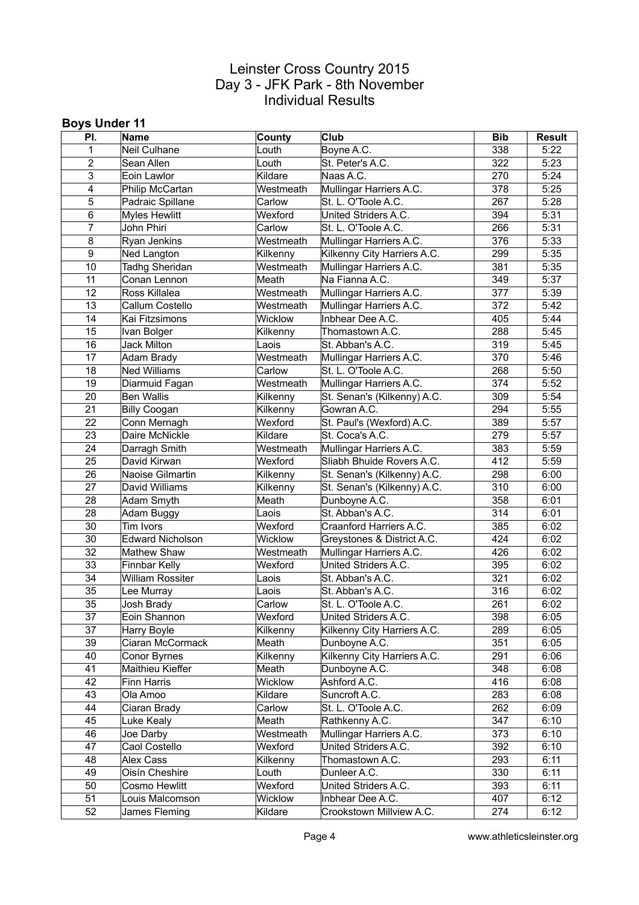# Leinster Cross Country 2015
## Day 3 - JFK Park - 8th November
## Individual Results

### Boys Under 11

| Pl. | Name | County | Club | Bib | Result |
|---|---|---|---|---|---|
| 1 | Neil Culhane | Louth | Boyne A.C. | 338 | 5:22 |
| 2 | Sean Allen | Louth | St. Peter's A.C. | 322 | 5:23 |
| 3 | Eoin Lawlor | Kildare | Naas A.C. | 270 | 5:24 |
| 4 | Philip McCartan | Westmeath | Mullingar Harriers A.C. | 378 | 5:25 |
| 5 | Padraic Spillane | Carlow | St. L. O'Toole A.C. | 267 | 5:28 |
| 6 | Myles Hewlitt | Wexford | United Striders A.C. | 394 | 5:31 |
| 7 | John Phiri | Carlow | St. L. O'Toole A.C. | 266 | 5:31 |
| 8 | Ryan Jenkins | Westmeath | Mullingar Harriers A.C. | 376 | 5:33 |
| 9 | Ned Langton | Kilkenny | Kilkenny City Harriers A.C. | 299 | 5:35 |
| 10 | Tadhg Sheridan | Westmeath | Mullingar Harriers A.C. | 381 | 5:35 |
| 11 | Conan Lennon | Meath | Na Fianna A.C. | 349 | 5:37 |
| 12 | Ross Killalea | Westmeath | Mullingar Harriers A.C. | 377 | 5:39 |
| 13 | Callum Costello | Westmeath | Mullingar Harriers A.C. | 372 | 5:42 |
| 14 | Kai Fitzsimons | Wicklow | Inbhear Dee A.C. | 405 | 5:44 |
| 15 | Ivan Bolger | Kilkenny | Thomastown A.C. | 288 | 5:45 |
| 16 | Jack Milton | Laois | St. Abban's A.C. | 319 | 5:45 |
| 17 | Adam Brady | Westmeath | Mullingar Harriers A.C. | 370 | 5:46 |
| 18 | Ned Williams | Carlow | St. L. O'Toole A.C. | 268 | 5:50 |
| 19 | Diarmuid Fagan | Westmeath | Mullingar Harriers A.C. | 374 | 5:52 |
| 20 | Ben Wallis | Kilkenny | St. Senan's (Kilkenny) A.C. | 309 | 5:54 |
| 21 | Billy Coogan | Kilkenny | Gowran A.C. | 294 | 5:55 |
| 22 | Conn Mernagh | Wexford | St. Paul's (Wexford) A.C. | 389 | 5:57 |
| 23 | Daire McNickle | Kildare | St. Coca's A.C. | 279 | 5:57 |
| 24 | Darragh Smith | Westmeath | Mullingar Harriers A.C. | 383 | 5:59 |
| 25 | David Kirwan | Wexford | Sliabh Bhuide Rovers A.C. | 412 | 5:59 |
| 26 | Naoise Gilmartin | Kilkenny | St. Senan's (Kilkenny) A.C. | 298 | 6:00 |
| 27 | David Williams | Kilkenny | St. Senan's (Kilkenny) A.C. | 310 | 6:00 |
| 28 | Adam Smyth | Meath | Dunboyne A.C. | 358 | 6:01 |
| 28 | Adam Buggy | Laois | St. Abban's A.C. | 314 | 6:01 |
| 30 | Tim Ivors | Wexford | Craanford Harriers A.C. | 385 | 6:02 |
| 30 | Edward Nicholson | Wicklow | Greystones & District A.C. | 424 | 6:02 |
| 32 | Mathew Shaw | Westmeath | Mullingar Harriers A.C. | 426 | 6:02 |
| 33 | Finnbar Kelly | Wexford | United Striders A.C. | 395 | 6:02 |
| 34 | William Rossiter | Laois | St. Abban's A.C. | 321 | 6:02 |
| 35 | Lee Murray | Laois | St. Abban's A.C. | 316 | 6:02 |
| 35 | Josh Brady | Carlow | St. L. O'Toole A.C. | 261 | 6:02 |
| 37 | Eoin Shannon | Wexford | United Striders A.C. | 398 | 6:05 |
| 37 | Harry Boyle | Kilkenny | Kilkenny City Harriers A.C. | 289 | 6:05 |
| 39 | Ciaran McCormack | Meath | Dunboyne A.C. | 351 | 6:05 |
| 40 | Conor Byrnes | Kilkenny | Kilkenny City Harriers A.C. | 291 | 6:06 |
| 41 | Maithieu Kieffer | Meath | Dunboyne A.C. | 348 | 6:08 |
| 42 | Finn Harris | Wicklow | Ashford A.C. | 416 | 6:08 |
| 43 | Ola Amoo | Kildare | Suncroft A.C. | 283 | 6:08 |
| 44 | Ciaran Brady | Carlow | St. L. O'Toole A.C. | 262 | 6:09 |
| 45 | Luke Kealy | Meath | Rathkenny A.C. | 347 | 6:10 |
| 46 | Joe Darby | Westmeath | Mullingar Harriers A.C. | 373 | 6:10 |
| 47 | Caol Costello | Wexford | United Striders A.C. | 392 | 6:10 |
| 48 | Alex Cass | Kilkenny | Thomastown A.C. | 293 | 6:11 |
| 49 | Oisín Cheshire | Louth | Dunleer A.C. | 330 | 6:11 |
| 50 | Cosmo Hewlitt | Wexford | United Striders A.C. | 393 | 6:11 |
| 51 | Louis Malcomson | Wicklow | Inbhear Dee A.C. | 407 | 6:12 |
| 52 | James Fleming | Kildare | Crookstown Millview A.C. | 274 | 6:12 |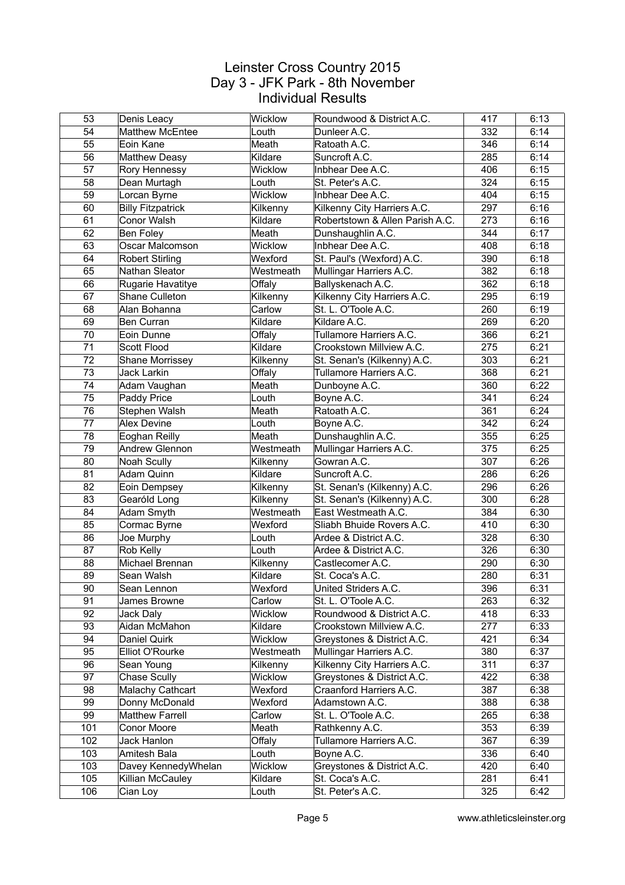# Leinster Cross Country 2015
## Day 3 - JFK Park - 8th November
## Individual Results

| | | | | | |
|---|---|---|---|---|---|
| 53 | Denis Leacy | Wicklow | Roundwood & District A.C. | 417 | 6:13 |
| 54 | Matthew McEntee | Louth | Dunleer A.C. | 332 | 6:14 |
| 55 | Eoin Kane | Meath | Ratoath A.C. | 346 | 6:14 |
| 56 | Matthew Deasy | Kildare | Suncroft A.C. | 285 | 6:14 |
| 57 | Rory Hennessy | Wicklow | Inbhear Dee A.C. | 406 | 6:15 |
| 58 | Dean Murtagh | Louth | St. Peter's A.C. | 324 | 6:15 |
| 59 | Lorcan Byrne | Wicklow | Inbhear Dee A.C. | 404 | 6:15 |
| 60 | Billy Fitzpatrick | Kilkenny | Kilkenny City Harriers A.C. | 297 | 6:16 |
| 61 | Conor Walsh | Kildare | Robertstown & Allen Parish A.C. | 273 | 6:16 |
| 62 | Ben Foley | Meath | Dunshaughlin A.C. | 344 | 6:17 |
| 63 | Oscar Malcomson | Wicklow | Inbhear Dee A.C. | 408 | 6:18 |
| 64 | Robert Stirling | Wexford | St. Paul's (Wexford) A.C. | 390 | 6:18 |
| 65 | Nathan Sleator | Westmeath | Mullingar Harriers A.C. | 382 | 6:18 |
| 66 | Rugarie Havatitye | Offaly | Ballyskenach A.C. | 362 | 6:18 |
| 67 | Shane Culleton | Kilkenny | Kilkenny City Harriers A.C. | 295 | 6:19 |
| 68 | Alan Bohanna | Carlow | St. L. O'Toole A.C. | 260 | 6:19 |
| 69 | Ben Curran | Kildare | Kildare A.C. | 269 | 6:20 |
| 70 | Eoin Dunne | Offaly | Tullamore Harriers A.C. | 366 | 6:21 |
| 71 | Scott Flood | Kildare | Crookstown Millview A.C. | 275 | 6:21 |
| 72 | Shane Morrissey | Kilkenny | St. Senan's (Kilkenny) A.C. | 303 | 6:21 |
| 73 | Jack Larkin | Offaly | Tullamore Harriers A.C. | 368 | 6:21 |
| 74 | Adam Vaughan | Meath | Dunboyne A.C. | 360 | 6:22 |
| 75 | Paddy Price | Louth | Boyne A.C. | 341 | 6:24 |
| 76 | Stephen Walsh | Meath | Ratoath A.C. | 361 | 6:24 |
| 77 | Alex Devine | Louth | Boyne A.C. | 342 | 6:24 |
| 78 | Eoghan Reilly | Meath | Dunshaughlin A.C. | 355 | 6:25 |
| 79 | Andrew Glennon | Westmeath | Mullingar Harriers A.C. | 375 | 6:25 |
| 80 | Noah Scully | Kilkenny | Gowran A.C. | 307 | 6:26 |
| 81 | Adam Quinn | Kildare | Suncroft A.C. | 286 | 6:26 |
| 82 | Eoin Dempsey | Kilkenny | St. Senan's (Kilkenny) A.C. | 296 | 6:26 |
| 83 | Gearóld Long | Kilkenny | St. Senan's (Kilkenny) A.C. | 300 | 6:28 |
| 84 | Adam Smyth | Westmeath | East Westmeath A.C. | 384 | 6:30 |
| 85 | Cormac Byrne | Wexford | Sliabh Bhuide Rovers A.C. | 410 | 6:30 |
| 86 | Joe Murphy | Louth | Ardee & District A.C. | 328 | 6:30 |
| 87 | Rob Kelly | Louth | Ardee & District A.C. | 326 | 6:30 |
| 88 | Michael Brennan | Kilkenny | Castlecomer A.C. | 290 | 6:30 |
| 89 | Sean Walsh | Kildare | St. Coca's A.C. | 280 | 6:31 |
| 90 | Sean Lennon | Wexford | United Striders A.C. | 396 | 6:31 |
| 91 | James Browne | Carlow | St. L. O'Toole A.C. | 263 | 6:32 |
| 92 | Jack Daly | Wicklow | Roundwood & District A.C. | 418 | 6:33 |
| 93 | Aidan McMahon | Kildare | Crookstown Millview A.C. | 277 | 6:33 |
| 94 | Daniel Quirk | Wicklow | Greystones & District A.C. | 421 | 6:34 |
| 95 | Elliot O'Rourke | Westmeath | Mullingar Harriers A.C. | 380 | 6:37 |
| 96 | Sean Young | Kilkenny | Kilkenny City Harriers A.C. | 311 | 6:37 |
| 97 | Chase Scully | Wicklow | Greystones & District A.C. | 422 | 6:38 |
| 98 | Malachy Cathcart | Wexford | Craanford Harriers A.C. | 387 | 6:38 |
| 99 | Donny McDonald | Wexford | Adamstown A.C. | 388 | 6:38 |
| 99 | Matthew Farrell | Carlow | St. L. O'Toole A.C. | 265 | 6:38 |
| 101 | Conor Moore | Meath | Rathkenny A.C. | 353 | 6:39 |
| 102 | Jack Hanlon | Offaly | Tullamore Harriers A.C. | 367 | 6:39 |
| 103 | Amitesh Bala | Louth | Boyne A.C. | 336 | 6:40 |
| 103 | Davey KennedyWhelan | Wicklow | Greystones & District A.C. | 420 | 6:40 |
| 105 | Killian McCauley | Kildare | St. Coca's A.C. | 281 | 6:41 |
| 106 | Cian Loy | Louth | St. Peter's A.C. | 325 | 6:42 |

www.athleticsleinster.org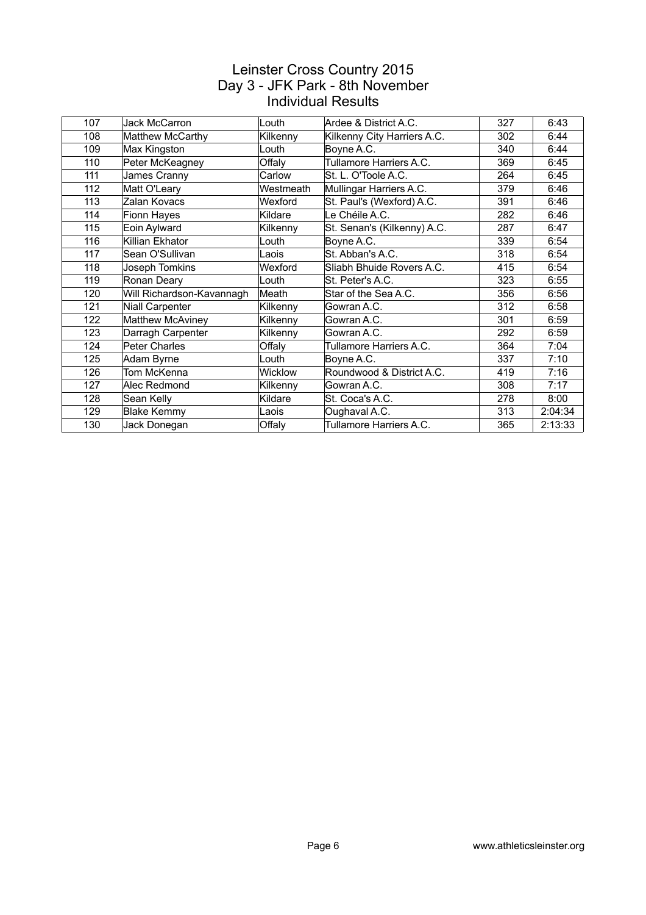# Leinster Cross Country 2015
## Day 3 - JFK Park - 8th November
## Individual Results

| | | | | | |
|---|---|---|---|---|---|
| 107 | Jack McCarron | Louth | Ardee & District A.C. | 327 | 6:43 |
| 108 | Matthew McCarthy | Kilkenny | Kilkenny City Harriers A.C. | 302 | 6:44 |
| 109 | Max Kingston | Louth | Boyne A.C. | 340 | 6:44 |
| 110 | Peter McKeagney | Offaly | Tullamore Harriers A.C. | 369 | 6:45 |
| 111 | James Cranny | Carlow | St. L. O'Toole A.C. | 264 | 6:45 |
| 112 | Matt O'Leary | Westmeath | Mullingar Harriers A.C. | 379 | 6:46 |
| 113 | Zalan Kovacs | Wexford | St. Paul's (Wexford) A.C. | 391 | 6:46 |
| 114 | Fionn Hayes | Kildare | Le Chéile A.C. | 282 | 6:46 |
| 115 | Eoin Aylward | Kilkenny | St. Senan's (Kilkenny) A.C. | 287 | 6:47 |
| 116 | Killian Ekhator | Louth | Boyne A.C. | 339 | 6:54 |
| 117 | Sean O'Sullivan | Laois | St. Abban's A.C. | 318 | 6:54 |
| 118 | Joseph Tomkins | Wexford | Sliabh Bhuide Rovers A.C. | 415 | 6:54 |
| 119 | Ronan Deary | Louth | St. Peter's A.C. | 323 | 6:55 |
| 120 | Will Richardson-Kavannagh | Meath | Star of the Sea A.C. | 356 | 6:56 |
| 121 | Niall Carpenter | Kilkenny | Gowran A.C. | 312 | 6:58 |
| 122 | Matthew McAviney | Kilkenny | Gowran A.C. | 301 | 6:59 |
| 123 | Darragh Carpenter | Kilkenny | Gowran A.C. | 292 | 6:59 |
| 124 | Peter Charles | Offaly | Tullamore Harriers A.C. | 364 | 7:04 |
| 125 | Adam Byrne | Louth | Boyne A.C. | 337 | 7:10 |
| 126 | Tom McKenna | Wicklow | Roundwood & District A.C. | 419 | 7:16 |
| 127 | Alec Redmond | Kilkenny | Gowran A.C. | 308 | 7:17 |
| 128 | Sean Kelly | Kildare | St. Coca's A.C. | 278 | 8:00 |
| 129 | Blake Kemmy | Laois | Oughaval A.C. | 313 | 2:04:34 |
| 130 | Jack Donegan | Offaly | Tullamore Harriers A.C. | 365 | 2:13:33 |

www.athleticsleinster.org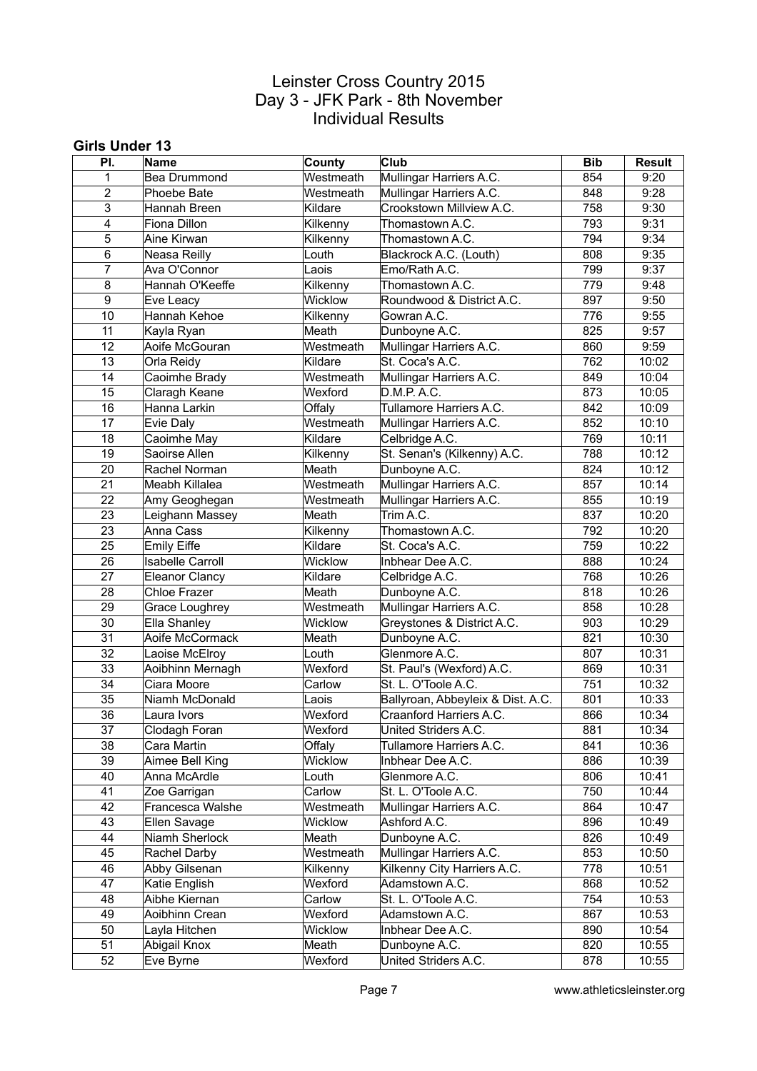# Leinster Cross Country 2015
## Day 3 - JFK Park - 8th November
## Individual Results

### Girls Under 13

| Pl. | Name | County | Club | Bib | Result |
|---|---|---|---|---|---|
| 1 | Bea Drummond | Westmeath | Mullingar Harriers A.C. | 854 | 9:20 |
| 2 | Phoebe Bate | Westmeath | Mullingar Harriers A.C. | 848 | 9:28 |
| 3 | Hannah Breen | Kildare | Crookstown Millview A.C. | 758 | 9:30 |
| 4 | Fiona Dillon | Kilkenny | Thomastown A.C. | 793 | 9:31 |
| 5 | Aine Kirwan | Kilkenny | Thomastown A.C. | 794 | 9:34 |
| 6 | Neasa Reilly | Louth | Blackrock A.C. (Louth) | 808 | 9:35 |
| 7 | Ava O'Connor | Laois | Emo/Rath A.C. | 799 | 9:37 |
| 8 | Hannah O'Keeffe | Kilkenny | Thomastown A.C. | 779 | 9:48 |
| 9 | Eve Leacy | Wicklow | Roundwood & District A.C. | 897 | 9:50 |
| 10 | Hannah Kehoe | Kilkenny | Gowran A.C. | 776 | 9:55 |
| 11 | Kayla Ryan | Meath | Dunboyne A.C. | 825 | 9:57 |
| 12 | Aoife McGouran | Westmeath | Mullingar Harriers A.C. | 860 | 9:59 |
| 13 | Orla Reidy | Kildare | St. Coca's A.C. | 762 | 10:02 |
| 14 | Caoimhe Brady | Westmeath | Mullingar Harriers A.C. | 849 | 10:04 |
| 15 | Claragh Keane | Wexford | D.M.P. A.C. | 873 | 10:05 |
| 16 | Hanna Larkin | Offaly | Tullamore Harriers A.C. | 842 | 10:09 |
| 17 | Evie Daly | Westmeath | Mullingar Harriers A.C. | 852 | 10:10 |
| 18 | Caoimhe May | Kildare | Celbridge A.C. | 769 | 10:11 |
| 19 | Saoirse Allen | Kilkenny | St. Senan's (Kilkenny) A.C. | 788 | 10:12 |
| 20 | Rachel Norman | Meath | Dunboyne A.C. | 824 | 10:12 |
| 21 | Meabh Killalea | Westmeath | Mullingar Harriers A.C. | 857 | 10:14 |
| 22 | Amy Geoghegan | Westmeath | Mullingar Harriers A.C. | 855 | 10:19 |
| 23 | Leighann Massey | Meath | Trim A.C. | 837 | 10:20 |
| 23 | Anna Cass | Kilkenny | Thomastown A.C. | 792 | 10:20 |
| 25 | Emily Eiffe | Kildare | St. Coca's A.C. | 759 | 10:22 |
| 26 | Isabelle Carroll | Wicklow | Inbhear Dee A.C. | 888 | 10:24 |
| 27 | Eleanor Clancy | Kildare | Celbridge A.C. | 768 | 10:26 |
| 28 | Chloe Frazer | Meath | Dunboyne A.C. | 818 | 10:26 |
| 29 | Grace Loughrey | Westmeath | Mullingar Harriers A.C. | 858 | 10:28 |
| 30 | Ella Shanley | Wicklow | Greystones & District A.C. | 903 | 10:29 |
| 31 | Aoife McCormack | Meath | Dunboyne A.C. | 821 | 10:30 |
| 32 | Laoise McElroy | Louth | Glenmore A.C. | 807 | 10:31 |
| 33 | Aoibhinn Mernagh | Wexford | St. Paul's (Wexford) A.C. | 869 | 10:31 |
| 34 | Ciara Moore | Carlow | St. L. O'Toole A.C. | 751 | 10:32 |
| 35 | Niamh McDonald | Laois | Ballyroan, Abbeyleix & Dist. A.C. | 801 | 10:33 |
| 36 | Laura Ivors | Wexford | Craanford Harriers A.C. | 866 | 10:34 |
| 37 | Clodagh Foran | Wexford | United Striders A.C. | 881 | 10:34 |
| 38 | Cara Martin | Offaly | Tullamore Harriers A.C. | 841 | 10:36 |
| 39 | Aimee Bell King | Wicklow | Inbhear Dee A.C. | 886 | 10:39 |
| 40 | Anna McArdle | Louth | Glenmore A.C. | 806 | 10:41 |
| 41 | Zoe Garrigan | Carlow | St. L. O'Toole A.C. | 750 | 10:44 |
| 42 | Francesca Walshe | Westmeath | Mullingar Harriers A.C. | 864 | 10:47 |
| 43 | Ellen Savage | Wicklow | Ashford A.C. | 896 | 10:49 |
| 44 | Niamh Sherlock | Meath | Dunboyne A.C. | 826 | 10:49 |
| 45 | Rachel Darby | Westmeath | Mullingar Harriers A.C. | 853 | 10:50 |
| 46 | Abby Gilsenan | Kilkenny | Kilkenny City Harriers A.C. | 778 | 10:51 |
| 47 | Katie English | Wexford | Adamstown A.C. | 868 | 10:52 |
| 48 | Aibhe Kiernan | Carlow | St. L. O'Toole A.C. | 754 | 10:53 |
| 49 | Aoibhinn Crean | Wexford | Adamstown A.C. | 867 | 10:53 |
| 50 | Layla Hitchen | Wicklow | Inbhear Dee A.C. | 890 | 10:54 |
| 51 | Abigail Knox | Meath | Dunboyne A.C. | 820 | 10:55 |
| 52 | Eve Byrne | Wexford | United Striders A.C. | 878 | 10:55 |

www.athleticsleinster.org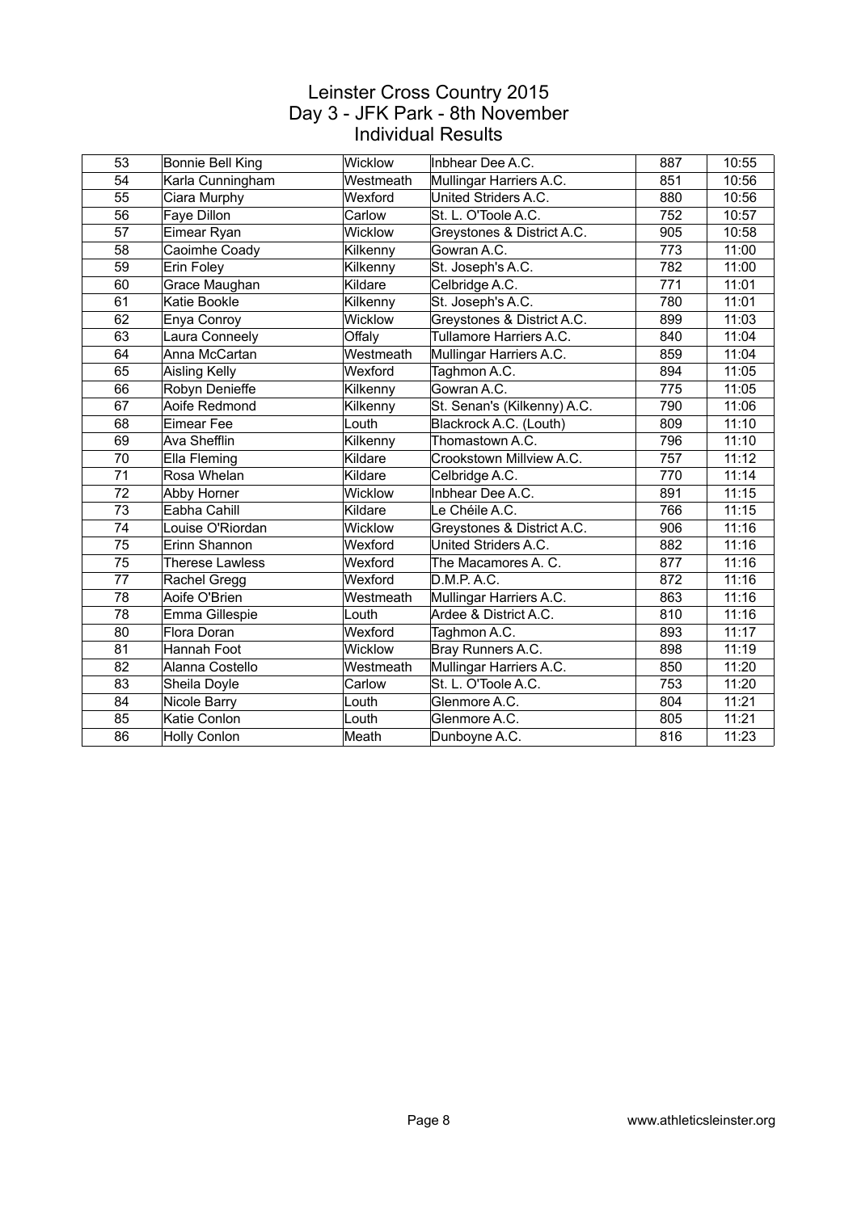# Leinster Cross Country 2015
## Day 3 - JFK Park - 8th November
## Individual Results

| | | | | | |
|---|---|---|---|---|---|
| 53 | Bonnie Bell King | Wicklow | Inbhear Dee A.C. | 887 | 10:55 |
| 54 | Karla Cunningham | Westmeath | Mullingar Harriers A.C. | 851 | 10:56 |
| 55 | Ciara Murphy | Wexford | United Striders A.C. | 880 | 10:56 |
| 56 | Faye Dillon | Carlow | St. L. O'Toole A.C. | 752 | 10:57 |
| 57 | Eimear Ryan | Wicklow | Greystones & District A.C. | 905 | 10:58 |
| 58 | Caoimhe Coady | Kilkenny | Gowran A.C. | 773 | 11:00 |
| 59 | Erin Foley | Kilkenny | St. Joseph's A.C. | 782 | 11:00 |
| 60 | Grace Maughan | Kildare | Celbridge A.C. | 771 | 11:01 |
| 61 | Katie Bookle | Kilkenny | St. Joseph's A.C. | 780 | 11:01 |
| 62 | Enya Conroy | Wicklow | Greystones & District A.C. | 899 | 11:03 |
| 63 | Laura Conneely | Offaly | Tullamore Harriers A.C. | 840 | 11:04 |
| 64 | Anna McCartan | Westmeath | Mullingar Harriers A.C. | 859 | 11:04 |
| 65 | Aisling Kelly | Wexford | Taghmon A.C. | 894 | 11:05 |
| 66 | Robyn Denieffe | Kilkenny | Gowran A.C. | 775 | 11:05 |
| 67 | Aoife Redmond | Kilkenny | St. Senan's (Kilkenny) A.C. | 790 | 11:06 |
| 68 | Eimear Fee | Louth | Blackrock A.C. (Louth) | 809 | 11:10 |
| 69 | Ava Shefflin | Kilkenny | Thomastown A.C. | 796 | 11:10 |
| 70 | Ella Fleming | Kildare | Crookstown Millview A.C. | 757 | 11:12 |
| 71 | Rosa Whelan | Kildare | Celbridge A.C. | 770 | 11:14 |
| 72 | Abby Horner | Wicklow | Inbhear Dee A.C. | 891 | 11:15 |
| 73 | Eabha Cahill | Kildare | Le Chéile A.C. | 766 | 11:15 |
| 74 | Louise O'Riordan | Wicklow | Greystones & District A.C. | 906 | 11:16 |
| 75 | Erinn Shannon | Wexford | United Striders A.C. | 882 | 11:16 |
| 75 | Therese Lawless | Wexford | The Macamores A. C. | 877 | 11:16 |
| 77 | Rachel Gregg | Wexford | D.M.P. A.C. | 872 | 11:16 |
| 78 | Aoife O'Brien | Westmeath | Mullingar Harriers A.C. | 863 | 11:16 |
| 78 | Emma Gillespie | Louth | Ardee & District A.C. | 810 | 11:16 |
| 80 | Flora Doran | Wexford | Taghmon A.C. | 893 | 11:17 |
| 81 | Hannah Foot | Wicklow | Bray Runners A.C. | 898 | 11:19 |
| 82 | Alanna Costello | Westmeath | Mullingar Harriers A.C. | 850 | 11:20 |
| 83 | Sheila Doyle | Carlow | St. L. O'Toole A.C. | 753 | 11:20 |
| 84 | Nicole Barry | Louth | Glenmore A.C. | 804 | 11:21 |
| 85 | Katie Conlon | Louth | Glenmore A.C. | 805 | 11:21 |
| 86 | Holly Conlon | Meath | Dunboyne A.C. | 816 | 11:23 |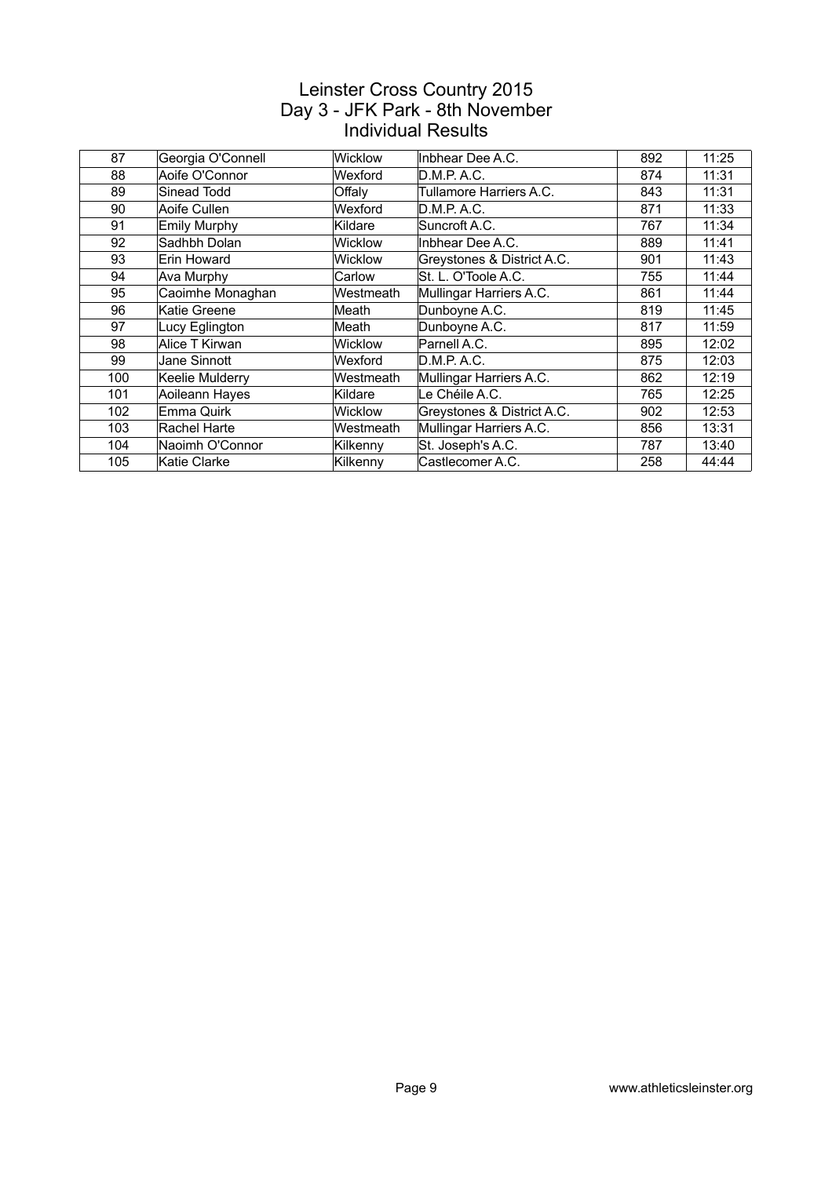# Leinster Cross Country 2015
## Day 3 - JFK Park - 8th November
## Individual Results

| | | | | | |
|---|---|---|---|---|---|
| 87 | Georgia O'Connell | Wicklow | Inbhear Dee A.C. | 892 | 11:25 |
| 88 | Aoife O'Connor | Wexford | D.M.P. A.C. | 874 | 11:31 |
| 89 | Sinead Todd | Offaly | Tullamore Harriers A.C. | 843 | 11:31 |
| 90 | Aoife Cullen | Wexford | D.M.P. A.C. | 871 | 11:33 |
| 91 | Emily Murphy | Kildare | Suncroft A.C. | 767 | 11:34 |
| 92 | Sadhbh Dolan | Wicklow | Inbhear Dee A.C. | 889 | 11:41 |
| 93 | Erin Howard | Wicklow | Greystones & District A.C. | 901 | 11:43 |
| 94 | Ava Murphy | Carlow | St. L. O'Toole A.C. | 755 | 11:44 |
| 95 | Caoimhe Monaghan | Westmeath | Mullingar Harriers A.C. | 861 | 11:44 |
| 96 | Katie Greene | Meath | Dunboyne A.C. | 819 | 11:45 |
| 97 | Lucy Eglington | Meath | Dunboyne A.C. | 817 | 11:59 |
| 98 | Alice T Kirwan | Wicklow | Parnell A.C. | 895 | 12:02 |
| 99 | Jane Sinnott | Wexford | D.M.P. A.C. | 875 | 12:03 |
| 100 | Keelie Mulderry | Westmeath | Mullingar Harriers A.C. | 862 | 12:19 |
| 101 | Aoileann Hayes | Kildare | Le Chéile A.C. | 765 | 12:25 |
| 102 | Emma Quirk | Wicklow | Greystones & District A.C. | 902 | 12:53 |
| 103 | Rachel Harte | Westmeath | Mullingar Harriers A.C. | 856 | 13:31 |
| 104 | Naoimh O'Connor | Kilkenny | St. Joseph's A.C. | 787 | 13:40 |
| 105 | Katie Clarke | Kilkenny | Castlecomer A.C. | 258 | 44:44 |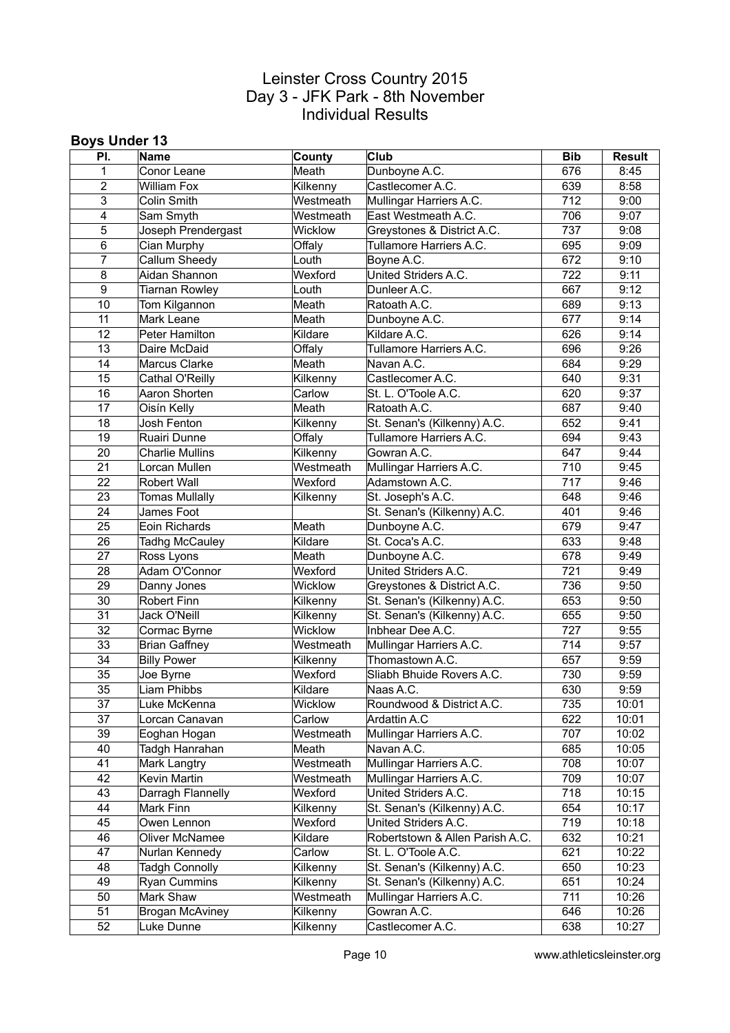# Leinster Cross Country 2015
## Day 3 - JFK Park - 8th November
## Individual Results

### Boys Under 13

| Pl. | Name | County | Club | Bib | Result |
|---|---|---|---|---|---|
| 1 | Conor Leane | Meath | Dunboyne A.C. | 676 | 8:45 |
| 2 | William Fox | Kilkenny | Castlecomer A.C. | 639 | 8:58 |
| 3 | Colin Smith | Westmeath | Mullingar Harriers A.C. | 712 | 9:00 |
| 4 | Sam Smyth | Westmeath | East Westmeath A.C. | 706 | 9:07 |
| 5 | Joseph Prendergast | Wicklow | Greystones & District A.C. | 737 | 9:08 |
| 6 | Cian Murphy | Offaly | Tullamore Harriers A.C. | 695 | 9:09 |
| 7 | Callum Sheedy | Louth | Boyne A.C. | 672 | 9:10 |
| 8 | Aidan Shannon | Wexford | United Striders A.C. | 722 | 9:11 |
| 9 | Tiarnan Rowley | Louth | Dunleer A.C. | 667 | 9:12 |
| 10 | Tom Kilgannon | Meath | Ratoath A.C. | 689 | 9:13 |
| 11 | Mark Leane | Meath | Dunboyne A.C. | 677 | 9:14 |
| 12 | Peter Hamilton | Kildare | Kildare A.C. | 626 | 9:14 |
| 13 | Daire McDaid | Offaly | Tullamore Harriers A.C. | 696 | 9:26 |
| 14 | Marcus Clarke | Meath | Navan A.C. | 684 | 9:29 |
| 15 | Cathal O'Reilly | Kilkenny | Castlecomer A.C. | 640 | 9:31 |
| 16 | Aaron Shorten | Carlow | St. L. O'Toole A.C. | 620 | 9:37 |
| 17 | Oisín Kelly | Meath | Ratoath A.C. | 687 | 9:40 |
| 18 | Josh Fenton | Kilkenny | St. Senan's (Kilkenny) A.C. | 652 | 9:41 |
| 19 | Ruairi Dunne | Offaly | Tullamore Harriers A.C. | 694 | 9:43 |
| 20 | Charlie Mullins | Kilkenny | Gowran A.C. | 647 | 9:44 |
| 21 | Lorcan Mullen | Westmeath | Mullingar Harriers A.C. | 710 | 9:45 |
| 22 | Robert Wall | Wexford | Adamstown A.C. | 717 | 9:46 |
| 23 | Tomas Mullally | Kilkenny | St. Joseph's A.C. | 648 | 9:46 |
| 24 | James Foot | | St. Senan's (Kilkenny) A.C. | 401 | 9:46 |
| 25 | Eoin Richards | Meath | Dunboyne A.C. | 679 | 9:47 |
| 26 | Tadhg McCauley | Kildare | St. Coca's A.C. | 633 | 9:48 |
| 27 | Ross Lyons | Meath | Dunboyne A.C. | 678 | 9:49 |
| 28 | Adam O'Connor | Wexford | United Striders A.C. | 721 | 9:49 |
| 29 | Danny Jones | Wicklow | Greystones & District A.C. | 736 | 9:50 |
| 30 | Robert Finn | Kilkenny | St. Senan's (Kilkenny) A.C. | 653 | 9:50 |
| 31 | Jack O'Neill | Kilkenny | St. Senan's (Kilkenny) A.C. | 655 | 9:50 |
| 32 | Cormac Byrne | Wicklow | Inbhear Dee A.C. | 727 | 9:55 |
| 33 | Brian Gaffney | Westmeath | Mullingar Harriers A.C. | 714 | 9:57 |
| 34 | Billy Power | Kilkenny | Thomastown A.C. | 657 | 9:59 |
| 35 | Joe Byrne | Wexford | Sliabh Bhuide Rovers A.C. | 730 | 9:59 |
| 35 | Liam Phibbs | Kildare | Naas A.C. | 630 | 9:59 |
| 37 | Luke McKenna | Wicklow | Roundwood & District A.C. | 735 | 10:01 |
| 37 | Lorcan Canavan | Carlow | Ardattin A.C | 622 | 10:01 |
| 39 | Eoghan Hogan | Westmeath | Mullingar Harriers A.C. | 707 | 10:02 |
| 40 | Tadgh Hanrahan | Meath | Navan A.C. | 685 | 10:05 |
| 41 | Mark Langtry | Westmeath | Mullingar Harriers A.C. | 708 | 10:07 |
| 42 | Kevin Martin | Westmeath | Mullingar Harriers A.C. | 709 | 10:07 |
| 43 | Darragh Flannelly | Wexford | United Striders A.C. | 718 | 10:15 |
| 44 | Mark Finn | Kilkenny | St. Senan's (Kilkenny) A.C. | 654 | 10:17 |
| 45 | Owen Lennon | Wexford | United Striders A.C. | 719 | 10:18 |
| 46 | Oliver McNamee | Kildare | Robertstown & Allen Parish A.C. | 632 | 10:21 |
| 47 | Nurlan Kennedy | Carlow | St. L. O'Toole A.C. | 621 | 10:22 |
| 48 | Tadgh Connolly | Kilkenny | St. Senan's (Kilkenny) A.C. | 650 | 10:23 |
| 49 | Ryan Cummins | Kilkenny | St. Senan's (Kilkenny) A.C. | 651 | 10:24 |
| 50 | Mark Shaw | Westmeath | Mullingar Harriers A.C. | 711 | 10:26 |
| 51 | Brogan McAviney | Kilkenny | Gowran A.C. | 646 | 10:26 |
| 52 | Luke Dunne | Kilkenny | Castlecomer A.C. | 638 | 10:27 |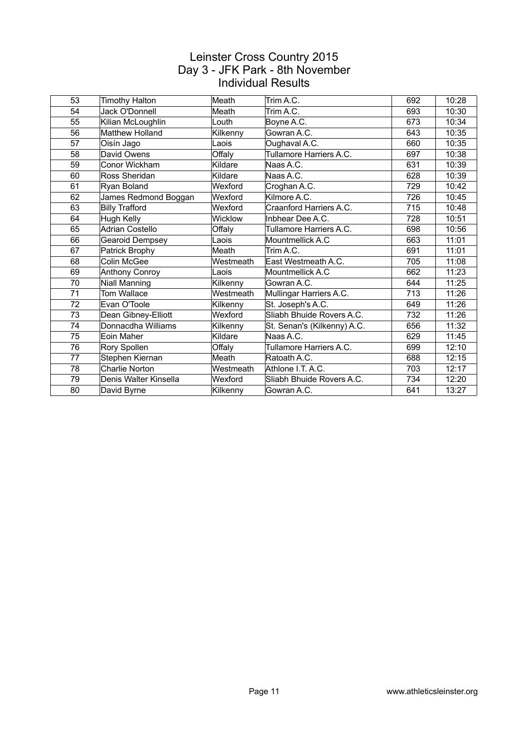# Leinster Cross Country 2015
## Day 3 - JFK Park - 8th November
## Individual Results

| | | | | | |
|---|---|---|---|---|---|
| 53 | Timothy Halton | Meath | Trim A.C. | 692 | 10:28 |
| 54 | Jack O'Donnell | Meath | Trim A.C. | 693 | 10:30 |
| 55 | Kilian McLoughlin | Louth | Boyne A.C. | 673 | 10:34 |
| 56 | Matthew Holland | Kilkenny | Gowran A.C. | 643 | 10:35 |
| 57 | Oisín Jago | Laois | Oughaval A.C. | 660 | 10:35 |
| 58 | David Owens | Offaly | Tullamore Harriers A.C. | 697 | 10:38 |
| 59 | Conor Wickham | Kildare | Naas A.C. | 631 | 10:39 |
| 60 | Ross Sheridan | Kildare | Naas A.C. | 628 | 10:39 |
| 61 | Ryan Boland | Wexford | Croghan A.C. | 729 | 10:42 |
| 62 | James Redmond Boggan | Wexford | Kilmore A.C. | 726 | 10:45 |
| 63 | Billy Trafford | Wexford | Craanford Harriers A.C. | 715 | 10:48 |
| 64 | Hugh Kelly | Wicklow | Inbhear Dee A.C. | 728 | 10:51 |
| 65 | Adrian Costello | Offaly | Tullamore Harriers A.C. | 698 | 10:56 |
| 66 | Gearoid Dempsey | Laois | Mountmellick A.C | 663 | 11:01 |
| 67 | Patrick Brophy | Meath | Trim A.C. | 691 | 11:01 |
| 68 | Colin McGee | Westmeath | East Westmeath A.C. | 705 | 11:08 |
| 69 | Anthony Conroy | Laois | Mountmellick A.C | 662 | 11:23 |
| 70 | Niall Manning | Kilkenny | Gowran A.C. | 644 | 11:25 |
| 71 | Tom Wallace | Westmeath | Mullingar Harriers A.C. | 713 | 11:26 |
| 72 | Evan O'Toole | Kilkenny | St. Joseph's A.C. | 649 | 11:26 |
| 73 | Dean Gibney-Elliott | Wexford | Sliabh Bhuide Rovers A.C. | 732 | 11:26 |
| 74 | Donnacdha Williams | Kilkenny | St. Senan's (Kilkenny) A.C. | 656 | 11:32 |
| 75 | Eoin Maher | Kildare | Naas A.C. | 629 | 11:45 |
| 76 | Rory Spollen | Offaly | Tullamore Harriers A.C. | 699 | 12:10 |
| 77 | Stephen Kiernan | Meath | Ratoath A.C. | 688 | 12:15 |
| 78 | Charlie Norton | Westmeath | Athlone I.T. A.C. | 703 | 12:17 |
| 79 | Denis Walter Kinsella | Wexford | Sliabh Bhuide Rovers A.C. | 734 | 12:20 |
| 80 | David Byrne | Kilkenny | Gowran A.C. | 641 | 13:27 |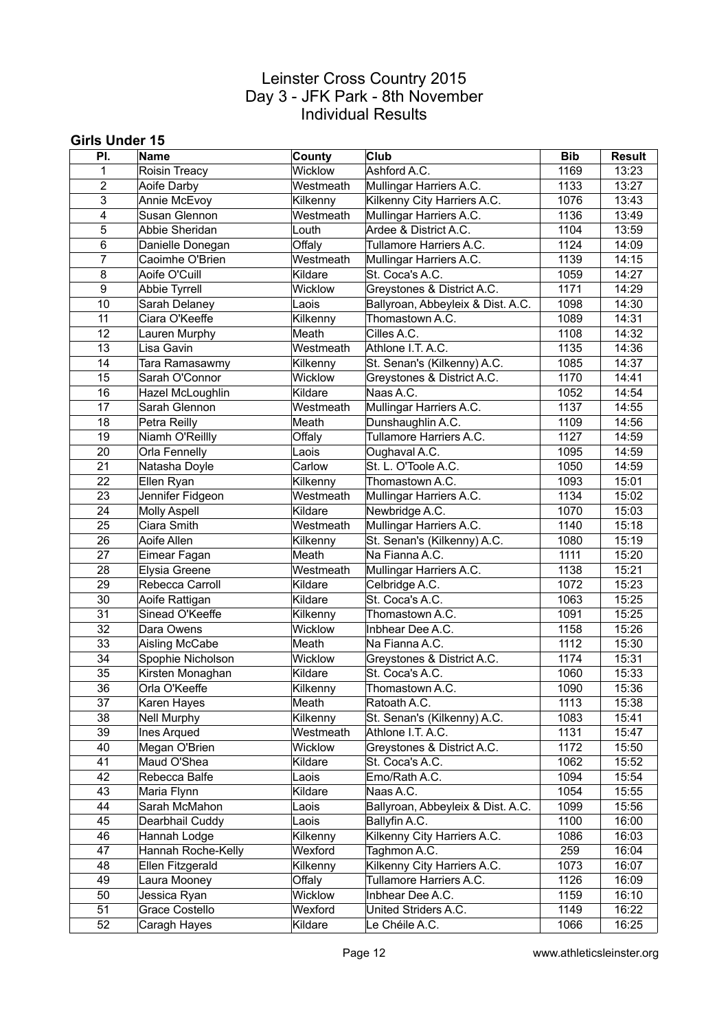# Leinster Cross Country 2015
## Day 3 - JFK Park - 8th November
## Individual Results

### Girls Under 15

| Pl. | Name | County | Club | Bib | Result |
|---|---|---|---|---|---|
| 1 | Roisin Treacy | Wicklow | Ashford A.C. | 1169 | 13:23 |
| 2 | Aoife Darby | Westmeath | Mullingar Harriers A.C. | 1133 | 13:27 |
| 3 | Annie McEvoy | Kilkenny | Kilkenny City Harriers A.C. | 1076 | 13:43 |
| 4 | Susan Glennon | Westmeath | Mullingar Harriers A.C. | 1136 | 13:49 |
| 5 | Abbie Sheridan | Louth | Ardee & District A.C. | 1104 | 13:59 |
| 6 | Danielle Donegan | Offaly | Tullamore Harriers A.C. | 1124 | 14:09 |
| 7 | Caoimhe O'Brien | Westmeath | Mullingar Harriers A.C. | 1139 | 14:15 |
| 8 | Aoife O'Cuill | Kildare | St. Coca's A.C. | 1059 | 14:27 |
| 9 | Abbie Tyrrell | Wicklow | Greystones & District A.C. | 1171 | 14:29 |
| 10 | Sarah Delaney | Laois | Ballyroan, Abbeyleix & Dist. A.C. | 1098 | 14:30 |
| 11 | Ciara O'Keeffe | Kilkenny | Thomastown A.C. | 1089 | 14:31 |
| 12 | Lauren Murphy | Meath | Cilles A.C. | 1108 | 14:32 |
| 13 | Lisa Gavin | Westmeath | Athlone I.T. A.C. | 1135 | 14:36 |
| 14 | Tara Ramasawmy | Kilkenny | St. Senan's (Kilkenny) A.C. | 1085 | 14:37 |
| 15 | Sarah O'Connor | Wicklow | Greystones & District A.C. | 1170 | 14:41 |
| 16 | Hazel McLoughlin | Kildare | Naas A.C. | 1052 | 14:54 |
| 17 | Sarah Glennon | Westmeath | Mullingar Harriers A.C. | 1137 | 14:55 |
| 18 | Petra Reilly | Meath | Dunshaughlin A.C. | 1109 | 14:56 |
| 19 | Niamh O'Reillly | Offaly | Tullamore Harriers A.C. | 1127 | 14:59 |
| 20 | Orla Fennelly | Laois | Oughaval A.C. | 1095 | 14:59 |
| 21 | Natasha Doyle | Carlow | St. L. O'Toole A.C. | 1050 | 14:59 |
| 22 | Ellen Ryan | Kilkenny | Thomastown A.C. | 1093 | 15:01 |
| 23 | Jennifer Fidgeon | Westmeath | Mullingar Harriers A.C. | 1134 | 15:02 |
| 24 | Molly Aspell | Kildare | Newbridge A.C. | 1070 | 15:03 |
| 25 | Ciara Smith | Westmeath | Mullingar Harriers A.C. | 1140 | 15:18 |
| 26 | Aoife Allen | Kilkenny | St. Senan's (Kilkenny) A.C. | 1080 | 15:19 |
| 27 | Eimear Fagan | Meath | Na Fianna A.C. | 1111 | 15:20 |
| 28 | Elysia Greene | Westmeath | Mullingar Harriers A.C. | 1138 | 15:21 |
| 29 | Rebecca Carroll | Kildare | Celbridge A.C. | 1072 | 15:23 |
| 30 | Aoife Rattigan | Kildare | St. Coca's A.C. | 1063 | 15:25 |
| 31 | Sinead O'Keeffe | Kilkenny | Thomastown A.C. | 1091 | 15:25 |
| 32 | Dara Owens | Wicklow | Inbhear Dee A.C. | 1158 | 15:26 |
| 33 | Aisling McCabe | Meath | Na Fianna A.C. | 1112 | 15:30 |
| 34 | Spophie Nicholson | Wicklow | Greystones & District A.C. | 1174 | 15:31 |
| 35 | Kirsten Monaghan | Kildare | St. Coca's A.C. | 1060 | 15:33 |
| 36 | Orla O'Keeffe | Kilkenny | Thomastown A.C. | 1090 | 15:36 |
| 37 | Karen Hayes | Meath | Ratoath A.C. | 1113 | 15:38 |
| 38 | Nell Murphy | Kilkenny | St. Senan's (Kilkenny) A.C. | 1083 | 15:41 |
| 39 | Ines Arqued | Westmeath | Athlone I.T. A.C. | 1131 | 15:47 |
| 40 | Megan O'Brien | Wicklow | Greystones & District A.C. | 1172 | 15:50 |
| 41 | Maud O'Shea | Kildare | St. Coca's A.C. | 1062 | 15:52 |
| 42 | Rebecca Balfe | Laois | Emo/Rath A.C. | 1094 | 15:54 |
| 43 | Maria Flynn | Kildare | Naas A.C. | 1054 | 15:55 |
| 44 | Sarah McMahon | Laois | Ballyroan, Abbeyleix & Dist. A.C. | 1099 | 15:56 |
| 45 | Dearbhail Cuddy | Laois | Ballyfin A.C. | 1100 | 16:00 |
| 46 | Hannah Lodge | Kilkenny | Kilkenny City Harriers A.C. | 1086 | 16:03 |
| 47 | Hannah Roche-Kelly | Wexford | Taghmon A.C. | 259 | 16:04 |
| 48 | Ellen Fitzgerald | Kilkenny | Kilkenny City Harriers A.C. | 1073 | 16:07 |
| 49 | Laura Mooney | Offaly | Tullamore Harriers A.C. | 1126 | 16:09 |
| 50 | Jessica Ryan | Wicklow | Inbhear Dee A.C. | 1159 | 16:10 |
| 51 | Grace Costello | Wexford | United Striders A.C. | 1149 | 16:22 |
| 52 | Caragh Hayes | Kildare | Le Chéile A.C. | 1066 | 16:25 |

www.athleticsleinster.org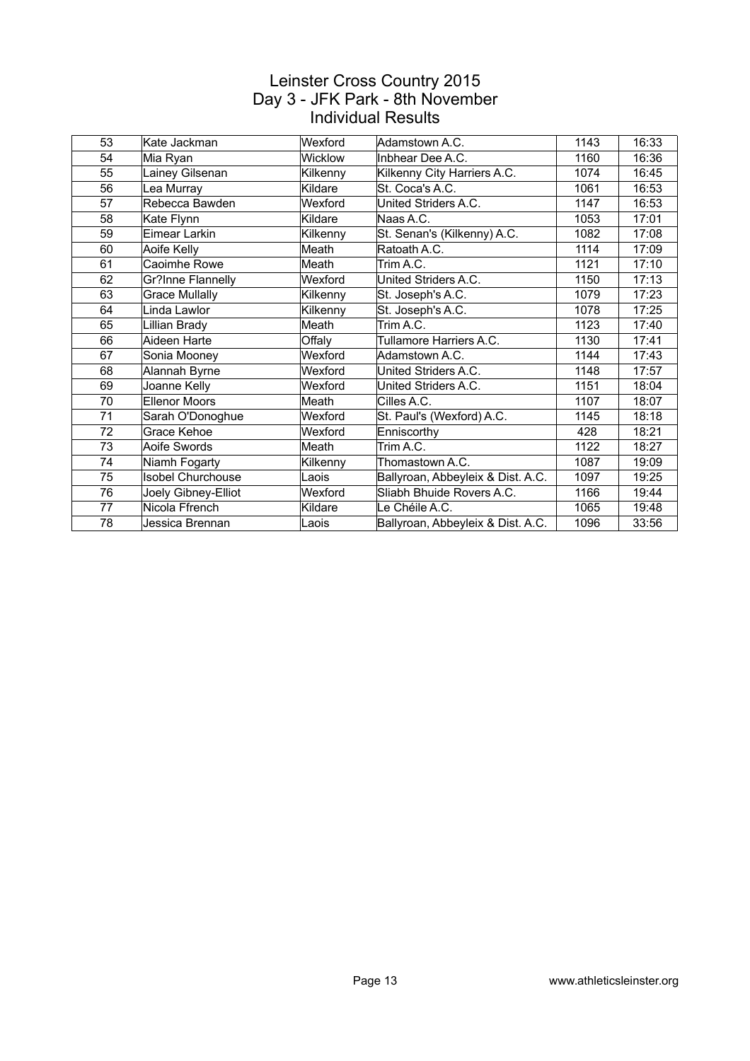# Leinster Cross Country 2015
## Day 3 - JFK Park - 8th November
### Individual Results

| | | | | | |
|---|---|---|---|---|---|
| 53 | Kate Jackman | Wexford | Adamstown A.C. | 1143 | 16:33 |
| 54 | Mia Ryan | Wicklow | Inbhear Dee A.C. | 1160 | 16:36 |
| 55 | Lainey Gilsenan | Kilkenny | Kilkenny City Harriers A.C. | 1074 | 16:45 |
| 56 | Lea Murray | Kildare | St. Coca's A.C. | 1061 | 16:53 |
| 57 | Rebecca Bawden | Wexford | United Striders A.C. | 1147 | 16:53 |
| 58 | Kate Flynn | Kildare | Naas A.C. | 1053 | 17:01 |
| 59 | Eimear Larkin | Kilkenny | St. Senan's (Kilkenny) A.C. | 1082 | 17:08 |
| 60 | Aoife Kelly | Meath | Ratoath A.C. | 1114 | 17:09 |
| 61 | Caoimhe Rowe | Meath | Trim A.C. | 1121 | 17:10 |
| 62 | Gr?Inne Flannelly | Wexford | United Striders A.C. | 1150 | 17:13 |
| 63 | Grace Mullally | Kilkenny | St. Joseph's A.C. | 1079 | 17:23 |
| 64 | Linda Lawlor | Kilkenny | St. Joseph's A.C. | 1078 | 17:25 |
| 65 | Lillian Brady | Meath | Trim A.C. | 1123 | 17:40 |
| 66 | Aideen Harte | Offaly | Tullamore Harriers A.C. | 1130 | 17:41 |
| 67 | Sonia Mooney | Wexford | Adamstown A.C. | 1144 | 17:43 |
| 68 | Alannah Byrne | Wexford | United Striders A.C. | 1148 | 17:57 |
| 69 | Joanne Kelly | Wexford | United Striders A.C. | 1151 | 18:04 |
| 70 | Ellenor Moors | Meath | Cilles A.C. | 1107 | 18:07 |
| 71 | Sarah O'Donoghue | Wexford | St. Paul's (Wexford) A.C. | 1145 | 18:18 |
| 72 | Grace Kehoe | Wexford | Enniscorthy | 428 | 18:21 |
| 73 | Aoife Swords | Meath | Trim A.C. | 1122 | 18:27 |
| 74 | Niamh Fogarty | Kilkenny | Thomastown A.C. | 1087 | 19:09 |
| 75 | Isobel Churchouse | Laois | Ballyroan, Abbeyleix & Dist. A.C. | 1097 | 19:25 |
| 76 | Joely Gibney-Elliot | Wexford | Sliabh Bhuide Rovers A.C. | 1166 | 19:44 |
| 77 | Nicola Ffrench | Kildare | Le Chéile A.C. | 1065 | 19:48 |
| 78 | Jessica Brennan | Laois | Ballyroan, Abbeyleix & Dist. A.C. | 1096 | 33:56 |

www.athleticsleinster.org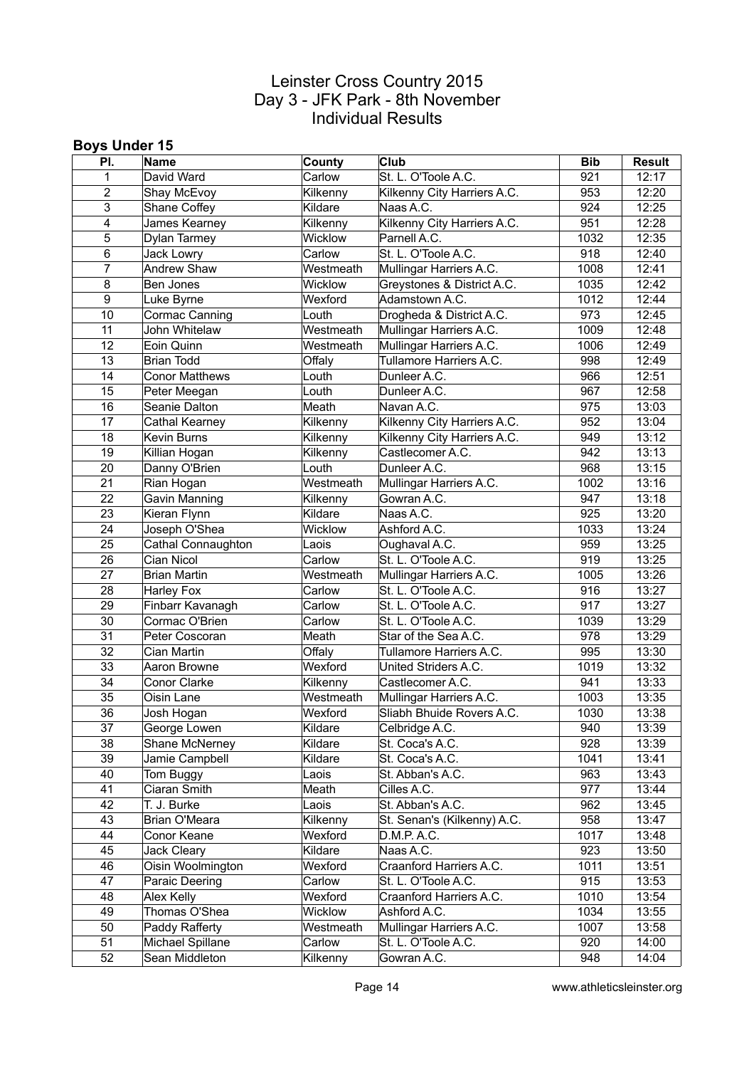# Leinster Cross Country 2015
## Day 3 - JFK Park - 8th November
## Individual Results

### Boys Under 15

| Pl. | Name | County | Club | Bib | Result |
|---|---|---|---|---|---|
| 1 | David Ward | Carlow | St. L. O'Toole A.C. | 921 | 12:17 |
| 2 | Shay McEvoy | Kilkenny | Kilkenny City Harriers A.C. | 953 | 12:20 |
| 3 | Shane Coffey | Kildare | Naas A.C. | 924 | 12:25 |
| 4 | James Kearney | Kilkenny | Kilkenny City Harriers A.C. | 951 | 12:28 |
| 5 | Dylan Tarmey | Wicklow | Parnell A.C. | 1032 | 12:35 |
| 6 | Jack Lowry | Carlow | St. L. O'Toole A.C. | 918 | 12:40 |
| 7 | Andrew Shaw | Westmeath | Mullingar Harriers A.C. | 1008 | 12:41 |
| 8 | Ben Jones | Wicklow | Greystones & District A.C. | 1035 | 12:42 |
| 9 | Luke Byrne | Wexford | Adamstown A.C. | 1012 | 12:44 |
| 10 | Cormac Canning | Louth | Drogheda & District A.C. | 973 | 12:45 |
| 11 | John Whitelaw | Westmeath | Mullingar Harriers A.C. | 1009 | 12:48 |
| 12 | Eoin Quinn | Westmeath | Mullingar Harriers A.C. | 1006 | 12:49 |
| 13 | Brian Todd | Offaly | Tullamore Harriers A.C. | 998 | 12:49 |
| 14 | Conor Matthews | Louth | Dunleer A.C. | 966 | 12:51 |
| 15 | Peter Meegan | Louth | Dunleer A.C. | 967 | 12:58 |
| 16 | Seanie Dalton | Meath | Navan A.C. | 975 | 13:03 |
| 17 | Cathal Kearney | Kilkenny | Kilkenny City Harriers A.C. | 952 | 13:04 |
| 18 | Kevin Burns | Kilkenny | Kilkenny City Harriers A.C. | 949 | 13:12 |
| 19 | Killian Hogan | Kilkenny | Castlecomer A.C. | 942 | 13:13 |
| 20 | Danny O'Brien | Louth | Dunleer A.C. | 968 | 13:15 |
| 21 | Rian Hogan | Westmeath | Mullingar Harriers A.C. | 1002 | 13:16 |
| 22 | Gavin Manning | Kilkenny | Gowran A.C. | 947 | 13:18 |
| 23 | Kieran Flynn | Kildare | Naas A.C. | 925 | 13:20 |
| 24 | Joseph O'Shea | Wicklow | Ashford A.C. | 1033 | 13:24 |
| 25 | Cathal Connaughton | Laois | Oughaval A.C. | 959 | 13:25 |
| 26 | Cian Nicol | Carlow | St. L. O'Toole A.C. | 919 | 13:25 |
| 27 | Brian Martin | Westmeath | Mullingar Harriers A.C. | 1005 | 13:26 |
| 28 | Harley Fox | Carlow | St. L. O'Toole A.C. | 916 | 13:27 |
| 29 | Finbarr Kavanagh | Carlow | St. L. O'Toole A.C. | 917 | 13:27 |
| 30 | Cormac O'Brien | Carlow | St. L. O'Toole A.C. | 1039 | 13:29 |
| 31 | Peter Coscoran | Meath | Star of the Sea A.C. | 978 | 13:29 |
| 32 | Cian Martin | Offaly | Tullamore Harriers A.C. | 995 | 13:30 |
| 33 | Aaron Browne | Wexford | United Striders A.C. | 1019 | 13:32 |
| 34 | Conor Clarke | Kilkenny | Castlecomer A.C. | 941 | 13:33 |
| 35 | Oisin Lane | Westmeath | Mullingar Harriers A.C. | 1003 | 13:35 |
| 36 | Josh Hogan | Wexford | Sliabh Bhuide Rovers A.C. | 1030 | 13:38 |
| 37 | George Lowen | Kildare | Celbridge A.C. | 940 | 13:39 |
| 38 | Shane McNerney | Kildare | St. Coca's A.C. | 928 | 13:39 |
| 39 | Jamie Campbell | Kildare | St. Coca's A.C. | 1041 | 13:41 |
| 40 | Tom Buggy | Laois | St. Abban's A.C. | 963 | 13:43 |
| 41 | Ciaran Smith | Meath | Cilles A.C. | 977 | 13:44 |
| 42 | T. J. Burke | Laois | St. Abban's A.C. | 962 | 13:45 |
| 43 | Brian O'Meara | Kilkenny | St. Senan's (Kilkenny) A.C. | 958 | 13:47 |
| 44 | Conor Keane | Wexford | D.M.P. A.C. | 1017 | 13:48 |
| 45 | Jack Cleary | Kildare | Naas A.C. | 923 | 13:50 |
| 46 | Oisin Woolmington | Wexford | Craanford Harriers A.C. | 1011 | 13:51 |
| 47 | Paraic Deering | Carlow | St. L. O'Toole A.C. | 915 | 13:53 |
| 48 | Alex Kelly | Wexford | Craanford Harriers A.C. | 1010 | 13:54 |
| 49 | Thomas O'Shea | Wicklow | Ashford A.C. | 1034 | 13:55 |
| 50 | Paddy Rafferty | Westmeath | Mullingar Harriers A.C. | 1007 | 13:58 |
| 51 | Michael Spillane | Carlow | St. L. O'Toole A.C. | 920 | 14:00 |
| 52 | Sean Middleton | Kilkenny | Gowran A.C. | 948 | 14:04 |

www.athleticsleinster.org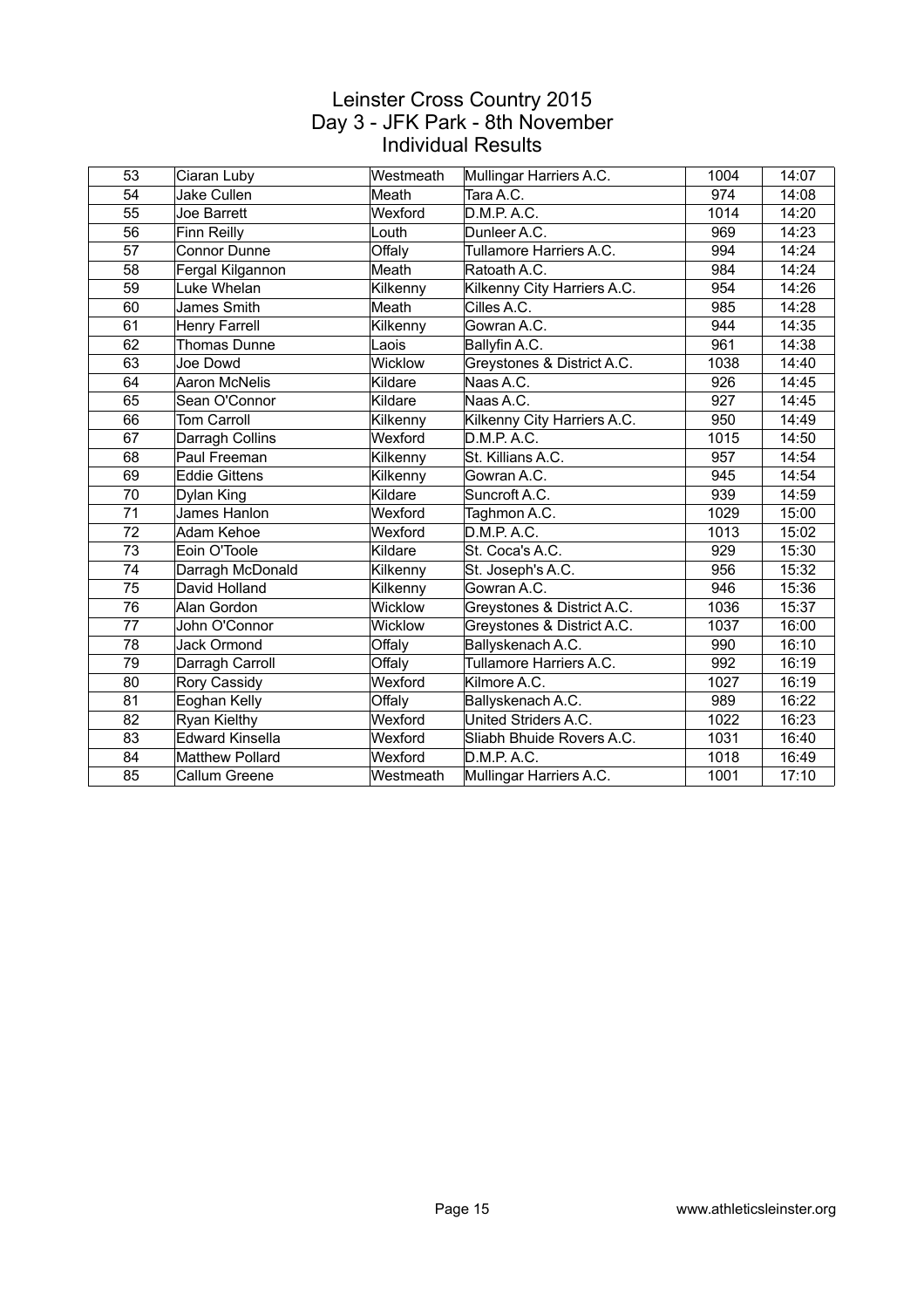# Leinster Cross Country 2015
## Day 3 - JFK Park - 8th November
## Individual Results

| | | | | | |
|---|---|---|---|---|---|
| 53 | Ciaran Luby | Westmeath | Mullingar Harriers A.C. | 1004 | 14:07 |
| 54 | Jake Cullen | Meath | Tara A.C. | 974 | 14:08 |
| 55 | Joe Barrett | Wexford | D.M.P. A.C. | 1014 | 14:20 |
| 56 | Finn Reilly | Louth | Dunleer A.C. | 969 | 14:23 |
| 57 | Connor Dunne | Offaly | Tullamore Harriers A.C. | 994 | 14:24 |
| 58 | Fergal Kilgannon | Meath | Ratoath A.C. | 984 | 14:24 |
| 59 | Luke Whelan | Kilkenny | Kilkenny City Harriers A.C. | 954 | 14:26 |
| 60 | James Smith | Meath | Cilles A.C. | 985 | 14:28 |
| 61 | Henry Farrell | Kilkenny | Gowran A.C. | 944 | 14:35 |
| 62 | Thomas Dunne | Laois | Ballyfin A.C. | 961 | 14:38 |
| 63 | Joe Dowd | Wicklow | Greystones & District A.C. | 1038 | 14:40 |
| 64 | Aaron McNelis | Kildare | Naas A.C. | 926 | 14:45 |
| 65 | Sean O'Connor | Kildare | Naas A.C. | 927 | 14:45 |
| 66 | Tom Carroll | Kilkenny | Kilkenny City Harriers A.C. | 950 | 14:49 |
| 67 | Darragh Collins | Wexford | D.M.P. A.C. | 1015 | 14:50 |
| 68 | Paul Freeman | Kilkenny | St. Killians A.C. | 957 | 14:54 |
| 69 | Eddie Gittens | Kilkenny | Gowran A.C. | 945 | 14:54 |
| 70 | Dylan King | Kildare | Suncroft A.C. | 939 | 14:59 |
| 71 | James Hanlon | Wexford | Taghmon A.C. | 1029 | 15:00 |
| 72 | Adam Kehoe | Wexford | D.M.P. A.C. | 1013 | 15:02 |
| 73 | Eoin O'Toole | Kildare | St. Coca's A.C. | 929 | 15:30 |
| 74 | Darragh McDonald | Kilkenny | St. Joseph's A.C. | 956 | 15:32 |
| 75 | David Holland | Kilkenny | Gowran A.C. | 946 | 15:36 |
| 76 | Alan Gordon | Wicklow | Greystones & District A.C. | 1036 | 15:37 |
| 77 | John O'Connor | Wicklow | Greystones & District A.C. | 1037 | 16:00 |
| 78 | Jack Ormond | Offaly | Ballyskenach A.C. | 990 | 16:10 |
| 79 | Darragh Carroll | Offaly | Tullamore Harriers A.C. | 992 | 16:19 |
| 80 | Rory Cassidy | Wexford | Kilmore A.C. | 1027 | 16:19 |
| 81 | Eoghan Kelly | Offaly | Ballyskenach A.C. | 989 | 16:22 |
| 82 | Ryan Kielthy | Wexford | United Striders A.C. | 1022 | 16:23 |
| 83 | Edward Kinsella | Wexford | Sliabh Bhuide Rovers A.C. | 1031 | 16:40 |
| 84 | Matthew Pollard | Wexford | D.M.P. A.C. | 1018 | 16:49 |
| 85 | Callum Greene | Westmeath | Mullingar Harriers A.C. | 1001 | 17:10 |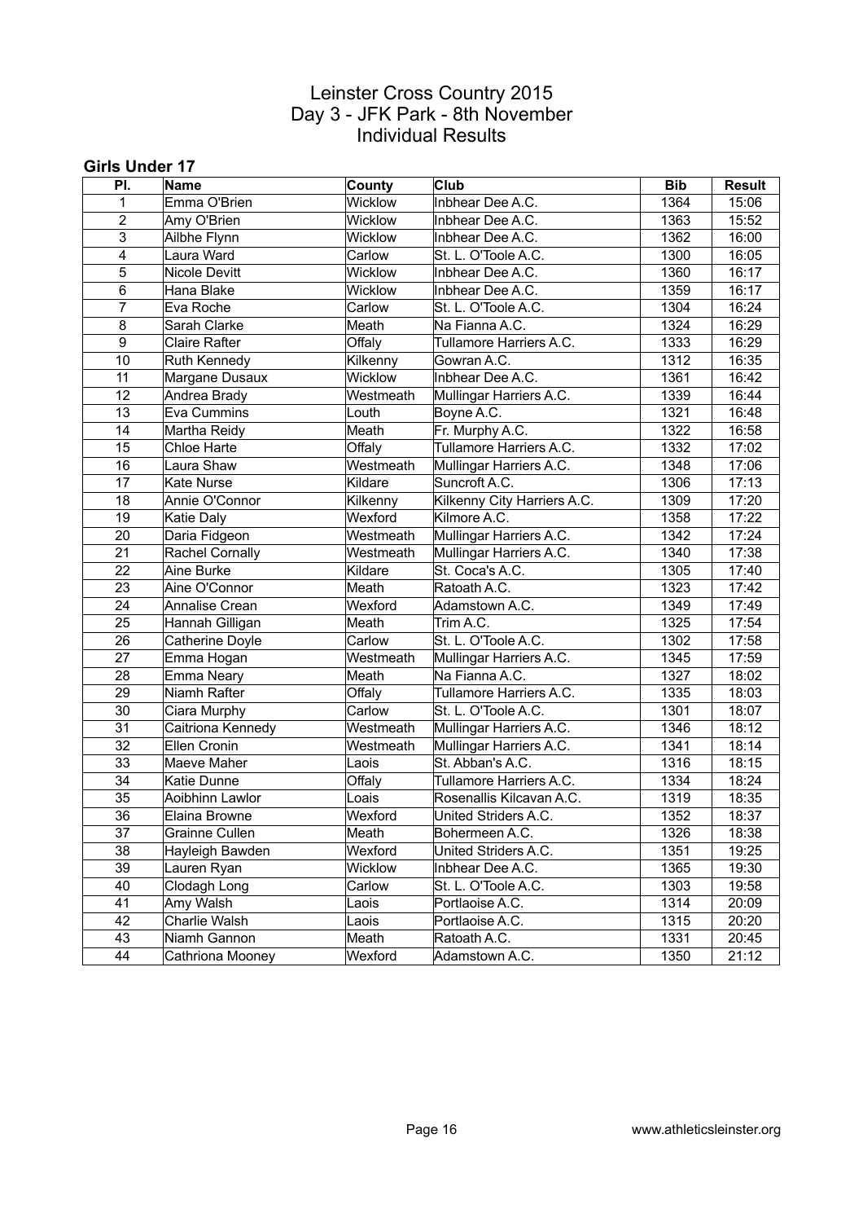# Leinster Cross Country 2015
## Day 3 - JFK Park - 8th November
## Individual Results

### Girls Under 17

| Pl. | Name | County | Club | Bib | Result |
|---|---|---|---|---|---|
| 1 | Emma O'Brien | Wicklow | Inbhear Dee A.C. | 1364 | 15:06 |
| 2 | Amy O'Brien | Wicklow | Inbhear Dee A.C. | 1363 | 15:52 |
| 3 | Ailbhe Flynn | Wicklow | Inbhear Dee A.C. | 1362 | 16:00 |
| 4 | Laura Ward | Carlow | St. L. O'Toole A.C. | 1300 | 16:05 |
| 5 | Nicole Devitt | Wicklow | Inbhear Dee A.C. | 1360 | 16:17 |
| 6 | Hana Blake | Wicklow | Inbhear Dee A.C. | 1359 | 16:17 |
| 7 | Eva Roche | Carlow | St. L. O'Toole A.C. | 1304 | 16:24 |
| 8 | Sarah Clarke | Meath | Na Fianna A.C. | 1324 | 16:29 |
| 9 | Claire Rafter | Offaly | Tullamore Harriers A.C. | 1333 | 16:29 |
| 10 | Ruth Kennedy | Kilkenny | Gowran A.C. | 1312 | 16:35 |
| 11 | Margane Dusaux | Wicklow | Inbhear Dee A.C. | 1361 | 16:42 |
| 12 | Andrea Brady | Westmeath | Mullingar Harriers A.C. | 1339 | 16:44 |
| 13 | Eva Cummins | Louth | Boyne A.C. | 1321 | 16:48 |
| 14 | Martha Reidy | Meath | Fr. Murphy A.C. | 1322 | 16:58 |
| 15 | Chloe Harte | Offaly | Tullamore Harriers A.C. | 1332 | 17:02 |
| 16 | Laura Shaw | Westmeath | Mullingar Harriers A.C. | 1348 | 17:06 |
| 17 | Kate Nurse | Kildare | Suncroft A.C. | 1306 | 17:13 |
| 18 | Annie O'Connor | Kilkenny | Kilkenny City Harriers A.C. | 1309 | 17:20 |
| 19 | Katie Daly | Wexford | Kilmore A.C. | 1358 | 17:22 |
| 20 | Daria Fidgeon | Westmeath | Mullingar Harriers A.C. | 1342 | 17:24 |
| 21 | Rachel Cornally | Westmeath | Mullingar Harriers A.C. | 1340 | 17:38 |
| 22 | Aine Burke | Kildare | St. Coca's A.C. | 1305 | 17:40 |
| 23 | Aine O'Connor | Meath | Ratoath A.C. | 1323 | 17:42 |
| 24 | Annalise Crean | Wexford | Adamstown A.C. | 1349 | 17:49 |
| 25 | Hannah Gilligan | Meath | Trim A.C. | 1325 | 17:54 |
| 26 | Catherine Doyle | Carlow | St. L. O'Toole A.C. | 1302 | 17:58 |
| 27 | Emma Hogan | Westmeath | Mullingar Harriers A.C. | 1345 | 17:59 |
| 28 | Emma Neary | Meath | Na Fianna A.C. | 1327 | 18:02 |
| 29 | Niamh Rafter | Offaly | Tullamore Harriers A.C. | 1335 | 18:03 |
| 30 | Ciara Murphy | Carlow | St. L. O'Toole A.C. | 1301 | 18:07 |
| 31 | Caitriona Kennedy | Westmeath | Mullingar Harriers A.C. | 1346 | 18:12 |
| 32 | Ellen Cronin | Westmeath | Mullingar Harriers A.C. | 1341 | 18:14 |
| 33 | Maeve Maher | Laois | St. Abban's A.C. | 1316 | 18:15 |
| 34 | Katie Dunne | Offaly | Tullamore Harriers A.C. | 1334 | 18:24 |
| 35 | Aoibhinn Lawlor | Loais | Rosenallis Kilcavan A.C. | 1319 | 18:35 |
| 36 | Elaina Browne | Wexford | United Striders A.C. | 1352 | 18:37 |
| 37 | Grainne Cullen | Meath | Bohermeen A.C. | 1326 | 18:38 |
| 38 | Hayleigh Bawden | Wexford | United Striders A.C. | 1351 | 19:25 |
| 39 | Lauren Ryan | Wicklow | Inbhear Dee A.C. | 1365 | 19:30 |
| 40 | Clodagh Long | Carlow | St. L. O'Toole A.C. | 1303 | 19:58 |
| 41 | Amy Walsh | Laois | Portlaoise A.C. | 1314 | 20:09 |
| 42 | Charlie Walsh | Laois | Portlaoise A.C. | 1315 | 20:20 |
| 43 | Niamh Gannon | Meath | Ratoath A.C. | 1331 | 20:45 |
| 44 | Cathriona Mooney | Wexford | Adamstown A.C. | 1350 | 21:12 |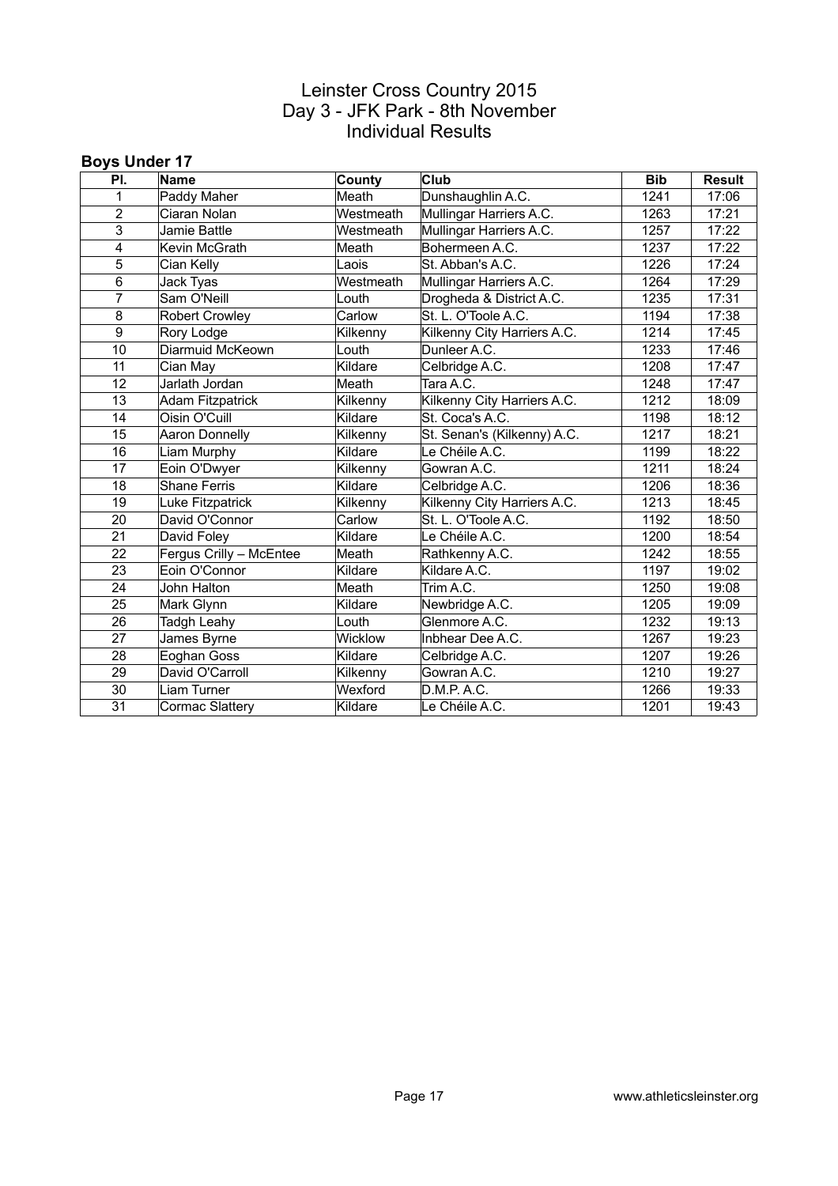# Leinster Cross Country 2015
## Day 3 - JFK Park - 8th November
## Individual Results

### Boys Under 17

| Pl. | Name | County | Club | Bib | Result |
|---|---|---|---|---|---|
| 1 | Paddy Maher | Meath | Dunshaughlin A.C. | 1241 | 17:06 |
| 2 | Ciaran Nolan | Westmeath | Mullingar Harriers A.C. | 1263 | 17:21 |
| 3 | Jamie Battle | Westmeath | Mullingar Harriers A.C. | 1257 | 17:22 |
| 4 | Kevin McGrath | Meath | Bohermeen A.C. | 1237 | 17:22 |
| 5 | Cian Kelly | Laois | St. Abban's A.C. | 1226 | 17:24 |
| 6 | Jack Tyas | Westmeath | Mullingar Harriers A.C. | 1264 | 17:29 |
| 7 | Sam O'Neill | Louth | Drogheda & District A.C. | 1235 | 17:31 |
| 8 | Robert Crowley | Carlow | St. L. O'Toole A.C. | 1194 | 17:38 |
| 9 | Rory Lodge | Kilkenny | Kilkenny City Harriers A.C. | 1214 | 17:45 |
| 10 | Diarmuid McKeown | Louth | Dunleer A.C. | 1233 | 17:46 |
| 11 | Cian May | Kildare | Celbridge A.C. | 1208 | 17:47 |
| 12 | Jarlath Jordan | Meath | Tara A.C. | 1248 | 17:47 |
| 13 | Adam Fitzpatrick | Kilkenny | Kilkenny City Harriers A.C. | 1212 | 18:09 |
| 14 | Oisin O'Cuill | Kildare | St. Coca's A.C. | 1198 | 18:12 |
| 15 | Aaron Donnelly | Kilkenny | St. Senan's (Kilkenny) A.C. | 1217 | 18:21 |
| 16 | Liam Murphy | Kildare | Le Chéile A.C. | 1199 | 18:22 |
| 17 | Eoin O'Dwyer | Kilkenny | Gowran A.C. | 1211 | 18:24 |
| 18 | Shane Ferris | Kildare | Celbridge A.C. | 1206 | 18:36 |
| 19 | Luke Fitzpatrick | Kilkenny | Kilkenny City Harriers A.C. | 1213 | 18:45 |
| 20 | David O'Connor | Carlow | St. L. O'Toole A.C. | 1192 | 18:50 |
| 21 | David Foley | Kildare | Le Chéile A.C. | 1200 | 18:54 |
| 22 | Fergus Crilly – McEntee | Meath | Rathkenny A.C. | 1242 | 18:55 |
| 23 | Eoin O'Connor | Kildare | Kildare A.C. | 1197 | 19:02 |
| 24 | John Halton | Meath | Trim A.C. | 1250 | 19:08 |
| 25 | Mark Glynn | Kildare | Newbridge A.C. | 1205 | 19:09 |
| 26 | Tadgh Leahy | Louth | Glenmore A.C. | 1232 | 19:13 |
| 27 | James Byrne | Wicklow | Inbhear Dee A.C. | 1267 | 19:23 |
| 28 | Eoghan Goss | Kildare | Celbridge A.C. | 1207 | 19:26 |
| 29 | David O'Carroll | Kilkenny | Gowran A.C. | 1210 | 19:27 |
| 30 | Liam Turner | Wexford | D.M.P. A.C. | 1266 | 19:33 |
| 31 | Cormac Slattery | Kildare | Le Chéile A.C. | 1201 | 19:43 |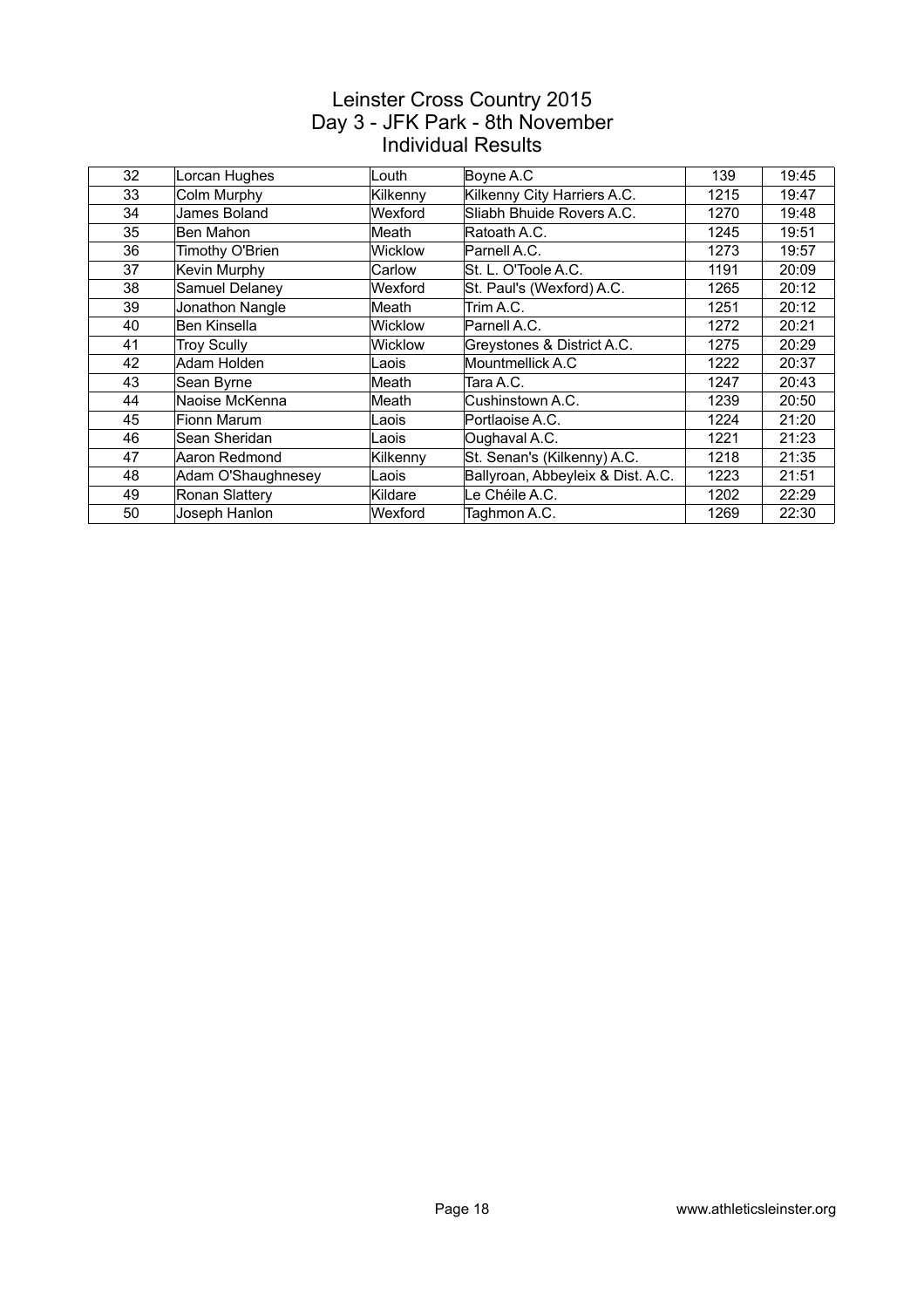# Leinster Cross Country 2015
## Day 3 - JFK Park - 8th November
## Individual Results

| | | | | | |
|---|---|---|---|---|---|
| 32 | Lorcan Hughes | Louth | Boyne A.C | 139 | 19:45 |
| 33 | Colm Murphy | Kilkenny | Kilkenny City Harriers A.C. | 1215 | 19:47 |
| 34 | James Boland | Wexford | Sliabh Bhuide Rovers A.C. | 1270 | 19:48 |
| 35 | Ben Mahon | Meath | Ratoath A.C. | 1245 | 19:51 |
| 36 | Timothy O'Brien | Wicklow | Parnell A.C. | 1273 | 19:57 |
| 37 | Kevin Murphy | Carlow | St. L. O'Toole A.C. | 1191 | 20:09 |
| 38 | Samuel Delaney | Wexford | St. Paul's (Wexford) A.C. | 1265 | 20:12 |
| 39 | Jonathon Nangle | Meath | Trim A.C. | 1251 | 20:12 |
| 40 | Ben Kinsella | Wicklow | Parnell A.C. | 1272 | 20:21 |
| 41 | Troy Scully | Wicklow | Greystones & District A.C. | 1275 | 20:29 |
| 42 | Adam Holden | Laois | Mountmellick A.C | 1222 | 20:37 |
| 43 | Sean Byrne | Meath | Tara A.C. | 1247 | 20:43 |
| 44 | Naoise McKenna | Meath | Cushinstown A.C. | 1239 | 20:50 |
| 45 | Fionn Marum | Laois | Portlaoise A.C. | 1224 | 21:20 |
| 46 | Sean Sheridan | Laois | Oughaval A.C. | 1221 | 21:23 |
| 47 | Aaron Redmond | Kilkenny | St. Senan's (Kilkenny) A.C. | 1218 | 21:35 |
| 48 | Adam O'Shaughnesey | Laois | Ballyroan, Abbeyleix & Dist. A.C. | 1223 | 21:51 |
| 49 | Ronan Slattery | Kildare | Le Chéile A.C. | 1202 | 22:29 |
| 50 | Joseph Hanlon | Wexford | Taghmon A.C. | 1269 | 22:30 |

www.athleticsleinster.org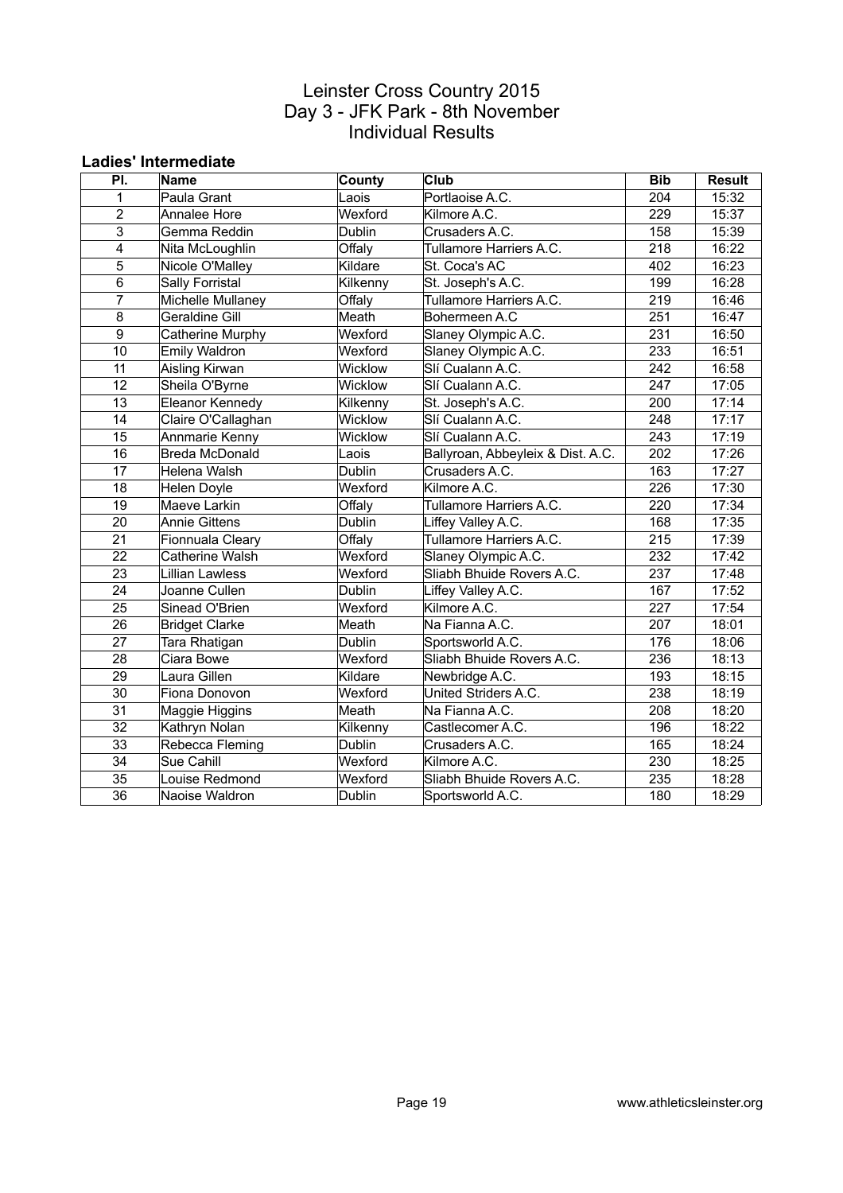# Leinster Cross Country 2015
## Day 3 - JFK Park - 8th November
## Individual Results

### Ladies' Intermediate

| Pl. | Name | County | Club | Bib | Result |
|---|---|---|---|---|---|
| 1 | Paula Grant | Laois | Portlaoise A.C. | 204 | 15:32 |
| 2 | Annalee Hore | Wexford | Kilmore A.C. | 229 | 15:37 |
| 3 | Gemma Reddin | Dublin | Crusaders A.C. | 158 | 15:39 |
| 4 | Nita McLoughlin | Offaly | Tullamore Harriers A.C. | 218 | 16:22 |
| 5 | Nicole O'Malley | Kildare | St. Coca's AC | 402 | 16:23 |
| 6 | Sally Forristal | Kilkenny | St. Joseph's A.C. | 199 | 16:28 |
| 7 | Michelle Mullaney | Offaly | Tullamore Harriers A.C. | 219 | 16:46 |
| 8 | Geraldine Gill | Meath | Bohermeen A.C | 251 | 16:47 |
| 9 | Catherine Murphy | Wexford | Slaney Olympic A.C. | 231 | 16:50 |
| 10 | Emily Waldron | Wexford | Slaney Olympic A.C. | 233 | 16:51 |
| 11 | Aisling Kirwan | Wicklow | Slí Cualann A.C. | 242 | 16:58 |
| 12 | Sheila O'Byrne | Wicklow | Slí Cualann A.C. | 247 | 17:05 |
| 13 | Eleanor Kennedy | Kilkenny | St. Joseph's A.C. | 200 | 17:14 |
| 14 | Claire O'Callaghan | Wicklow | Slí Cualann A.C. | 248 | 17:17 |
| 15 | Annmarie Kenny | Wicklow | Slí Cualann A.C. | 243 | 17:19 |
| 16 | Breda McDonald | Laois | Ballyroan, Abbeyleix & Dist. A.C. | 202 | 17:26 |
| 17 | Helena Walsh | Dublin | Crusaders A.C. | 163 | 17:27 |
| 18 | Helen Doyle | Wexford | Kilmore A.C. | 226 | 17:30 |
| 19 | Maeve Larkin | Offaly | Tullamore Harriers A.C. | 220 | 17:34 |
| 20 | Annie Gittens | Dublin | Liffey Valley A.C. | 168 | 17:35 |
| 21 | Fionnuala Cleary | Offaly | Tullamore Harriers A.C. | 215 | 17:39 |
| 22 | Catherine Walsh | Wexford | Slaney Olympic A.C. | 232 | 17:42 |
| 23 | Lillian Lawless | Wexford | Sliabh Bhuide Rovers A.C. | 237 | 17:48 |
| 24 | Joanne Cullen | Dublin | Liffey Valley A.C. | 167 | 17:52 |
| 25 | Sinead O'Brien | Wexford | Kilmore A.C. | 227 | 17:54 |
| 26 | Bridget Clarke | Meath | Na Fianna A.C. | 207 | 18:01 |
| 27 | Tara Rhatigan | Dublin | Sportsworld A.C. | 176 | 18:06 |
| 28 | Ciara Bowe | Wexford | Sliabh Bhuide Rovers A.C. | 236 | 18:13 |
| 29 | Laura Gillen | Kildare | Newbridge A.C. | 193 | 18:15 |
| 30 | Fiona Donovon | Wexford | United Striders A.C. | 238 | 18:19 |
| 31 | Maggie Higgins | Meath | Na Fianna A.C. | 208 | 18:20 |
| 32 | Kathryn Nolan | Kilkenny | Castlecomer A.C. | 196 | 18:22 |
| 33 | Rebecca Fleming | Dublin | Crusaders A.C. | 165 | 18:24 |
| 34 | Sue Cahill | Wexford | Kilmore A.C. | 230 | 18:25 |
| 35 | Louise Redmond | Wexford | Sliabh Bhuide Rovers A.C. | 235 | 18:28 |
| 36 | Naoise Waldron | Dublin | Sportsworld A.C. | 180 | 18:29 |

www.athleticsleinster.org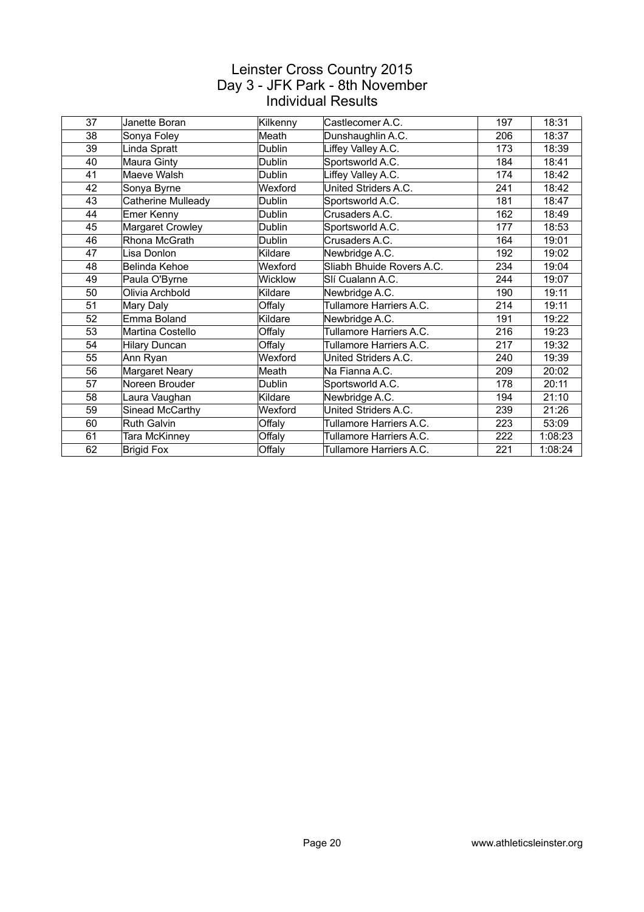# Leinster Cross Country 2015
## Day 3 - JFK Park - 8th November
## Individual Results

| | | | | | |
|---|---|---|---|---|---|
| 37 | Janette Boran | Kilkenny | Castlecomer A.C. | 197 | 18:31 |
| 38 | Sonya Foley | Meath | Dunshaughlin A.C. | 206 | 18:37 |
| 39 | Linda Spratt | Dublin | Liffey Valley A.C. | 173 | 18:39 |
| 40 | Maura Ginty | Dublin | Sportsworld A.C. | 184 | 18:41 |
| 41 | Maeve Walsh | Dublin | Liffey Valley A.C. | 174 | 18:42 |
| 42 | Sonya Byrne | Wexford | United Striders A.C. | 241 | 18:42 |
| 43 | Catherine Mulleady | Dublin | Sportsworld A.C. | 181 | 18:47 |
| 44 | Emer Kenny | Dublin | Crusaders A.C. | 162 | 18:49 |
| 45 | Margaret Crowley | Dublin | Sportsworld A.C. | 177 | 18:53 |
| 46 | Rhona McGrath | Dublin | Crusaders A.C. | 164 | 19:01 |
| 47 | Lisa Donlon | Kildare | Newbridge A.C. | 192 | 19:02 |
| 48 | Belinda Kehoe | Wexford | Sliabh Bhuide Rovers A.C. | 234 | 19:04 |
| 49 | Paula O'Byrne | Wicklow | Slí Cualann A.C. | 244 | 19:07 |
| 50 | Olivia Archbold | Kildare | Newbridge A.C. | 190 | 19:11 |
| 51 | Mary Daly | Offaly | Tullamore Harriers A.C. | 214 | 19:11 |
| 52 | Emma Boland | Kildare | Newbridge A.C. | 191 | 19:22 |
| 53 | Martina Costello | Offaly | Tullamore Harriers A.C. | 216 | 19:23 |
| 54 | Hilary Duncan | Offaly | Tullamore Harriers A.C. | 217 | 19:32 |
| 55 | Ann Ryan | Wexford | United Striders A.C. | 240 | 19:39 |
| 56 | Margaret Neary | Meath | Na Fianna A.C. | 209 | 20:02 |
| 57 | Noreen Brouder | Dublin | Sportsworld A.C. | 178 | 20:11 |
| 58 | Laura Vaughan | Kildare | Newbridge A.C. | 194 | 21:10 |
| 59 | Sinead McCarthy | Wexford | United Striders A.C. | 239 | 21:26 |
| 60 | Ruth Galvin | Offaly | Tullamore Harriers A.C. | 223 | 53:09 |
| 61 | Tara McKinney | Offaly | Tullamore Harriers A.C. | 222 | 1:08:23 |
| 62 | Brigid Fox | Offaly | Tullamore Harriers A.C. | 221 | 1:08:24 |

www.athleticsleinster.org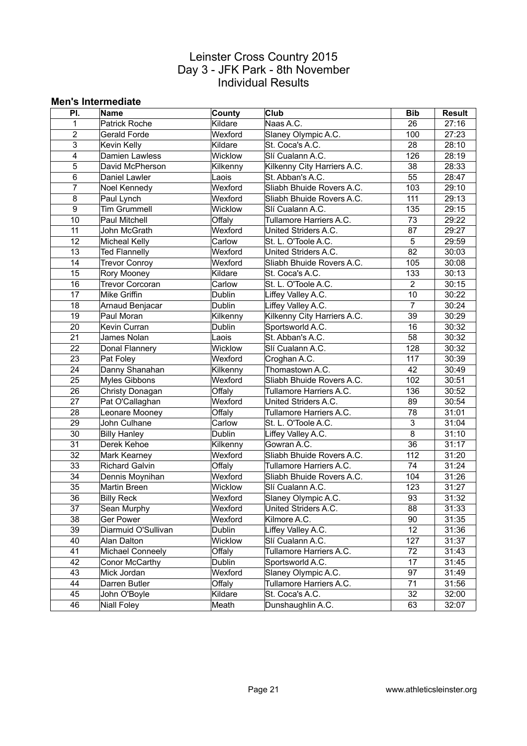# Leinster Cross Country 2015
## Day 3 - JFK Park - 8th November
## Individual Results

### Men's Intermediate

| Pl. | Name | County | Club | Bib | Result |
|---|---|---|---|---|---|
| 1 | Patrick Roche | Kildare | Naas A.C. | 26 | 27:16 |
| 2 | Gerald Forde | Wexford | Slaney Olympic A.C. | 100 | 27:23 |
| 3 | Kevin Kelly | Kildare | St. Coca's A.C. | 28 | 28:10 |
| 4 | Damien Lawless | Wicklow | Slí Cualann A.C. | 126 | 28:19 |
| 5 | David McPherson | Kilkenny | Kilkenny City Harriers A.C. | 38 | 28:33 |
| 6 | Daniel Lawler | Laois | St. Abban's A.C. | 55 | 28:47 |
| 7 | Noel Kennedy | Wexford | Sliabh Bhuide Rovers A.C. | 103 | 29:10 |
| 8 | Paul Lynch | Wexford | Sliabh Bhuide Rovers A.C. | 111 | 29:13 |
| 9 | Tim Grummell | Wicklow | Slí Cualann A.C. | 135 | 29:15 |
| 10 | Paul Mitchell | Offaly | Tullamore Harriers A.C. | 73 | 29:22 |
| 11 | John McGrath | Wexford | United Striders A.C. | 87 | 29:27 |
| 12 | Micheal Kelly | Carlow | St. L. O'Toole A.C. | 5 | 29:59 |
| 13 | Ted Flannelly | Wexford | United Striders A.C. | 82 | 30:03 |
| 14 | Trevor Conroy | Wexford | Sliabh Bhuide Rovers A.C. | 105 | 30:08 |
| 15 | Rory Mooney | Kildare | St. Coca's A.C. | 133 | 30:13 |
| 16 | Trevor Corcoran | Carlow | St. L. O'Toole A.C. | 2 | 30:15 |
| 17 | Mike Griffin | Dublin | Liffey Valley A.C. | 10 | 30:22 |
| 18 | Arnaud Benjacar | Dublin | Liffey Valley A.C. | 7 | 30:24 |
| 19 | Paul Moran | Kilkenny | Kilkenny City Harriers A.C. | 39 | 30:29 |
| 20 | Kevin Curran | Dublin | Sportsworld A.C. | 16 | 30:32 |
| 21 | James Nolan | Laois | St. Abban's A.C. | 58 | 30:32 |
| 22 | Donal Flannery | Wicklow | Slí Cualann A.C. | 128 | 30:32 |
| 23 | Pat Foley | Wexford | Croghan A.C. | 117 | 30:39 |
| 24 | Danny Shanahan | Kilkenny | Thomastown A.C. | 42 | 30:49 |
| 25 | Myles Gibbons | Wexford | Sliabh Bhuide Rovers A.C. | 102 | 30:51 |
| 26 | Christy Donagan | Offaly | Tullamore Harriers A.C. | 136 | 30:52 |
| 27 | Pat O'Callaghan | Wexford | United Striders A.C. | 89 | 30:54 |
| 28 | Leonare Mooney | Offaly | Tullamore Harriers A.C. | 78 | 31:01 |
| 29 | John Culhane | Carlow | St. L. O'Toole A.C. | 3 | 31:04 |
| 30 | Billy Hanley | Dublin | Liffey Valley A.C. | 8 | 31:10 |
| 31 | Derek Kehoe | Kilkenny | Gowran A.C. | 36 | 31:17 |
| 32 | Mark Kearney | Wexford | Sliabh Bhuide Rovers A.C. | 112 | 31:20 |
| 33 | Richard Galvin | Offaly | Tullamore Harriers A.C. | 74 | 31:24 |
| 34 | Dennis Moynihan | Wexford | Sliabh Bhuide Rovers A.C. | 104 | 31:26 |
| 35 | Martin Breen | Wicklow | Slí Cualann A.C. | 123 | 31:27 |
| 36 | Billy Reck | Wexford | Slaney Olympic A.C. | 93 | 31:32 |
| 37 | Sean Murphy | Wexford | United Striders A.C. | 88 | 31:33 |
| 38 | Ger Power | Wexford | Kilmore A.C. | 90 | 31:35 |
| 39 | Diarmuid O'Sullivan | Dublin | Liffey Valley A.C. | 12 | 31:36 |
| 40 | Alan Dalton | Wicklow | Slí Cualann A.C. | 127 | 31:37 |
| 41 | Michael Conneely | Offaly | Tullamore Harriers A.C. | 72 | 31:43 |
| 42 | Conor McCarthy | Dublin | Sportsworld A.C. | 17 | 31:45 |
| 43 | Mick Jordan | Wexford | Slaney Olympic A.C. | 97 | 31:49 |
| 44 | Darren Butler | Offaly | Tullamore Harriers A.C. | 71 | 31:56 |
| 45 | John O'Boyle | Kildare | St. Coca's A.C. | 32 | 32:00 |
| 46 | Niall Foley | Meath | Dunshaughlin A.C. | 63 | 32:07 |

www.athleticsleinster.org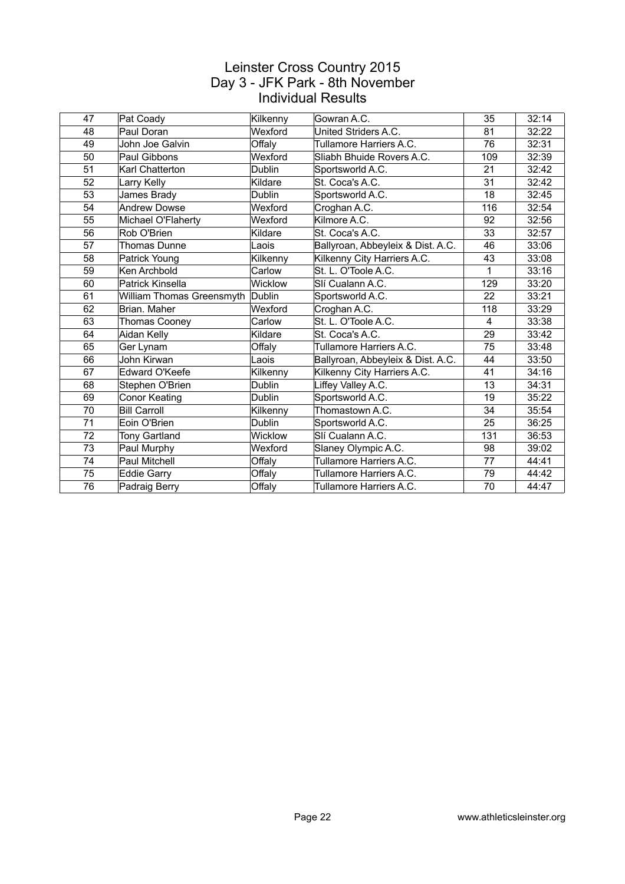# Leinster Cross Country 2015
## Day 3 - JFK Park - 8th November
## Individual Results

| | | | | | |
|---|---|---|---|---|---|
| 47 | Pat Coady | Kilkenny | Gowran A.C. | 35 | 32:14 |
| 48 | Paul Doran | Wexford | United Striders A.C. | 81 | 32:22 |
| 49 | John Joe Galvin | Offaly | Tullamore Harriers A.C. | 76 | 32:31 |
| 50 | Paul Gibbons | Wexford | Sliabh Bhuide Rovers A.C. | 109 | 32:39 |
| 51 | Karl Chatterton | Dublin | Sportsworld A.C. | 21 | 32:42 |
| 52 | Larry Kelly | Kildare | St. Coca's A.C. | 31 | 32:42 |
| 53 | James Brady | Dublin | Sportsworld A.C. | 18 | 32:45 |
| 54 | Andrew Dowse | Wexford | Croghan A.C. | 116 | 32:54 |
| 55 | Michael O'Flaherty | Wexford | Kilmore A.C. | 92 | 32:56 |
| 56 | Rob O'Brien | Kildare | St. Coca's A.C. | 33 | 32:57 |
| 57 | Thomas Dunne | Laois | Ballyroan, Abbeyleix & Dist. A.C. | 46 | 33:06 |
| 58 | Patrick Young | Kilkenny | Kilkenny City Harriers A.C. | 43 | 33:08 |
| 59 | Ken Archbold | Carlow | St. L. O'Toole A.C. | 1 | 33:16 |
| 60 | Patrick Kinsella | Wicklow | Slí Cualann A.C. | 129 | 33:20 |
| 61 | William Thomas Greensmyth | Dublin | Sportsworld A.C. | 22 | 33:21 |
| 62 | Brian. Maher | Wexford | Croghan A.C. | 118 | 33:29 |
| 63 | Thomas Cooney | Carlow | St. L. O'Toole A.C. | 4 | 33:38 |
| 64 | Aidan Kelly | Kildare | St. Coca's A.C. | 29 | 33:42 |
| 65 | Ger Lynam | Offaly | Tullamore Harriers A.C. | 75 | 33:48 |
| 66 | John Kirwan | Laois | Ballyroan, Abbeyleix & Dist. A.C. | 44 | 33:50 |
| 67 | Edward O'Keefe | Kilkenny | Kilkenny City Harriers A.C. | 41 | 34:16 |
| 68 | Stephen O'Brien | Dublin | Liffey Valley A.C. | 13 | 34:31 |
| 69 | Conor Keating | Dublin | Sportsworld A.C. | 19 | 35:22 |
| 70 | Bill Carroll | Kilkenny | Thomastown A.C. | 34 | 35:54 |
| 71 | Eoin O'Brien | Dublin | Sportsworld A.C. | 25 | 36:25 |
| 72 | Tony Gartland | Wicklow | Slí Cualann A.C. | 131 | 36:53 |
| 73 | Paul Murphy | Wexford | Slaney Olympic A.C. | 98 | 39:02 |
| 74 | Paul Mitchell | Offaly | Tullamore Harriers A.C. | 77 | 44:41 |
| 75 | Eddie Garry | Offaly | Tullamore Harriers A.C. | 79 | 44:42 |
| 76 | Padraig Berry | Offaly | Tullamore Harriers A.C. | 70 | 44:47 |

www.athleticsleinster.org